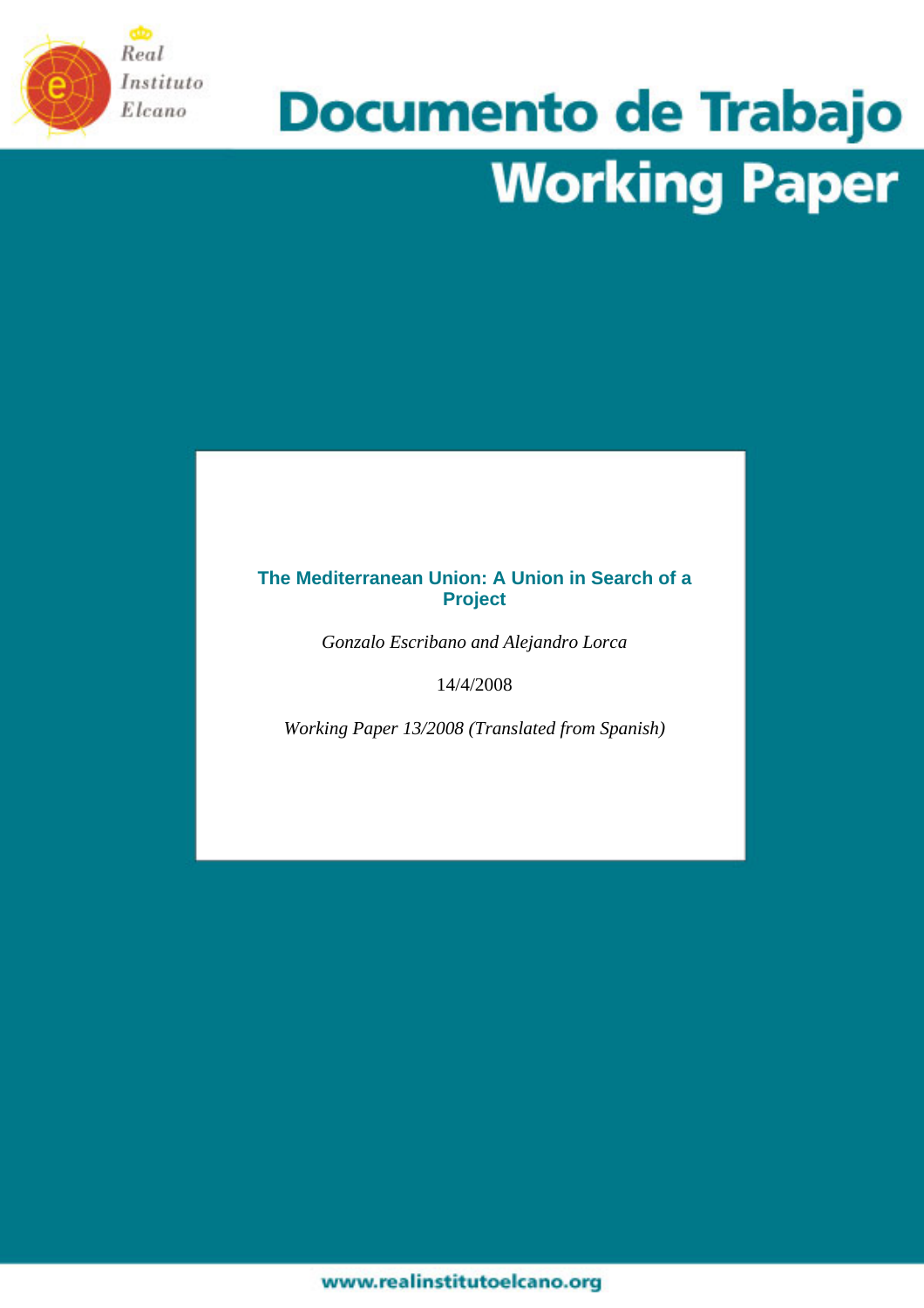Real Instituto Elcano

# Documento de Trabajo
# Working Paper

## The Mediterranean Union: A Union in Search of a Project

*Gonzalo Escribano and Alejandro Lorca*

14/4/2008

*Working Paper 13/2008 (Translated from Spanish)*

www.realinstitutoelcano.org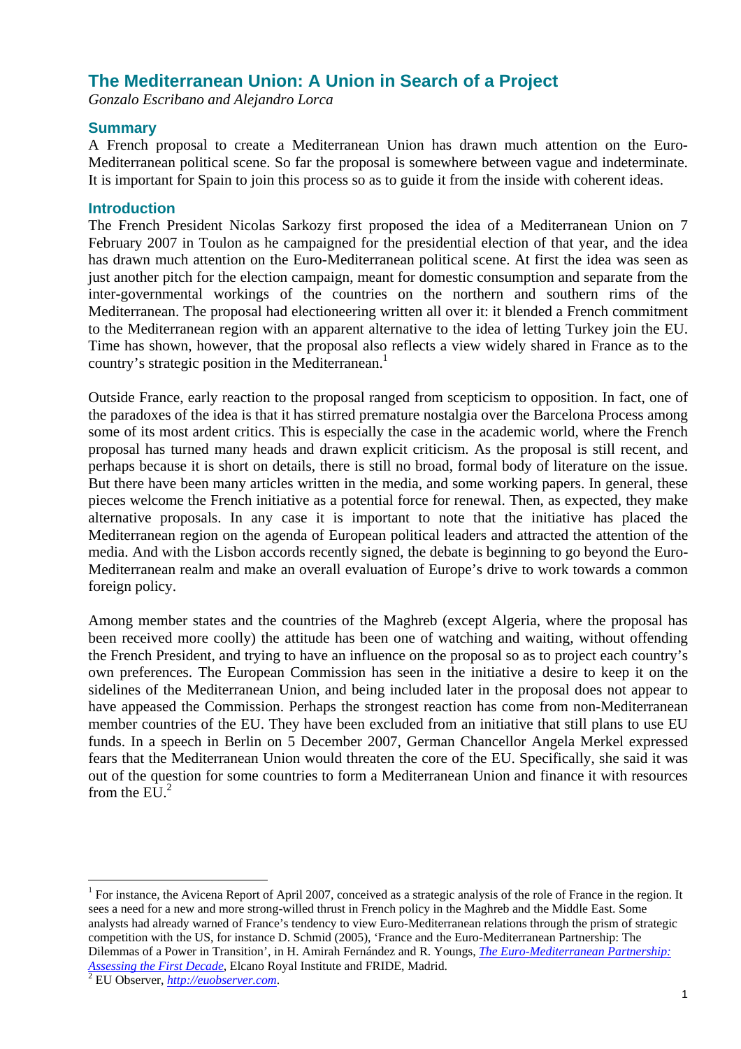# The Mediterranean Union: A Union in Search of a Project

*Gonzalo Escribano and Alejandro Lorca*

## Summary

A French proposal to create a Mediterranean Union has drawn much attention on the Euro-Mediterranean political scene. So far the proposal is somewhere between vague and indeterminate. It is important for Spain to join this process so as to guide it from the inside with coherent ideas.

## Introduction

The French President Nicolas Sarkozy first proposed the idea of a Mediterranean Union on 7 February 2007 in Toulon as he campaigned for the presidential election of that year, and the idea has drawn much attention on the Euro-Mediterranean political scene. At first the idea was seen as just another pitch for the election campaign, meant for domestic consumption and separate from the inter-governmental workings of the countries on the northern and southern rims of the Mediterranean. The proposal had electioneering written all over it: it blended a French commitment to the Mediterranean region with an apparent alternative to the idea of letting Turkey join the EU. Time has shown, however, that the proposal also reflects a view widely shared in France as to the country's strategic position in the Mediterranean.[1]

Outside France, early reaction to the proposal ranged from scepticism to opposition. In fact, one of the paradoxes of the idea is that it has stirred premature nostalgia over the Barcelona Process among some of its most ardent critics. This is especially the case in the academic world, where the French proposal has turned many heads and drawn explicit criticism. As the proposal is still recent, and perhaps because it is short on details, there is still no broad, formal body of literature on the issue. But there have been many articles written in the media, and some working papers. In general, these pieces welcome the French initiative as a potential force for renewal. Then, as expected, they make alternative proposals. In any case it is important to note that the initiative has placed the Mediterranean region on the agenda of European political leaders and attracted the attention of the media. And with the Lisbon accords recently signed, the debate is beginning to go beyond the Euro-Mediterranean realm and make an overall evaluation of Europe's drive to work towards a common foreign policy.

Among member states and the countries of the Maghreb (except Algeria, where the proposal has been received more coolly) the attitude has been one of watching and waiting, without offending the French President, and trying to have an influence on the proposal so as to project each country's own preferences. The European Commission has seen in the initiative a desire to keep it on the sidelines of the Mediterranean Union, and being included later in the proposal does not appear to have appeased the Commission. Perhaps the strongest reaction has come from non-Mediterranean member countries of the EU. They have been excluded from an initiative that still plans to use EU funds. In a speech in Berlin on 5 December 2007, German Chancellor Angela Merkel expressed fears that the Mediterranean Union would threaten the core of the EU. Specifically, she said it was out of the question for some countries to form a Mediterranean Union and finance it with resources from the EU.[2]

---

[1] For instance, the Avicena Report of April 2007, conceived as a strategic analysis of the role of France in the region. It sees a need for a new and more strong-willed thrust in French policy in the Maghreb and the Middle East. Some analysts had already warned of France's tendency to view Euro-Mediterranean relations through the prism of strategic competition with the US, for instance D. Schmid (2005), 'France and the Euro-Mediterranean Partnership: The Dilemmas of a Power in Transition', in H. Amirah Fernández and R. Youngs, *The Euro-Mediterranean Partnership: Assessing the First Decade*, Elcano Royal Institute and FRIDE, Madrid.

[2] EU Observer, *http://euobserver.com*.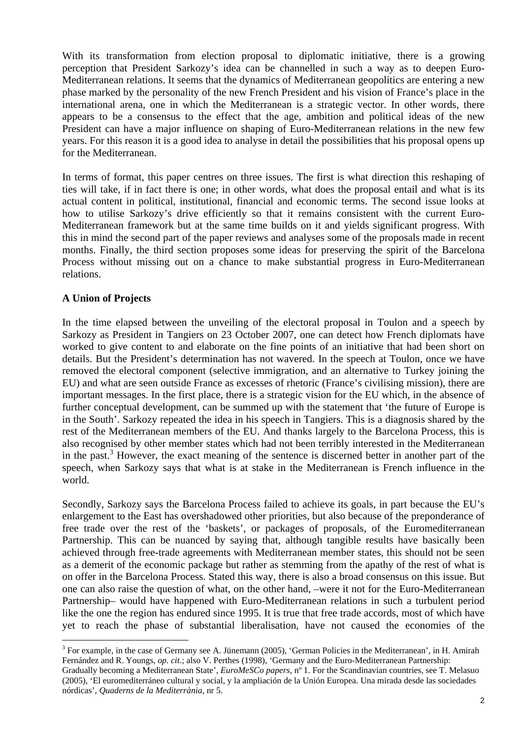With its transformation from election proposal to diplomatic initiative, there is a growing perception that President Sarkozy's idea can be channelled in such a way as to deepen Euro-Mediterranean relations. It seems that the dynamics of Mediterranean geopolitics are entering a new phase marked by the personality of the new French President and his vision of France's place in the international arena, one in which the Mediterranean is a strategic vector. In other words, there appears to be a consensus to the effect that the age, ambition and political ideas of the new President can have a major influence on shaping of Euro-Mediterranean relations in the new few years. For this reason it is a good idea to analyse in detail the possibilities that his proposal opens up for the Mediterranean.

In terms of format, this paper centres on three issues. The first is what direction this reshaping of ties will take, if in fact there is one; in other words, what does the proposal entail and what is its actual content in political, institutional, financial and economic terms. The second issue looks at how to utilise Sarkozy's drive efficiently so that it remains consistent with the current Euro-Mediterranean framework but at the same time builds on it and yields significant progress. With this in mind the second part of the paper reviews and analyses some of the proposals made in recent months. Finally, the third section proposes some ideas for preserving the spirit of the Barcelona Process without missing out on a chance to make substantial progress in Euro-Mediterranean relations.

**A Union of Projects**

In the time elapsed between the unveiling of the electoral proposal in Toulon and a speech by Sarkozy as President in Tangiers on 23 October 2007, one can detect how French diplomats have worked to give content to and elaborate on the fine points of an initiative that had been short on details. But the President's determination has not wavered. In the speech at Toulon, once we have removed the electoral component (selective immigration, and an alternative to Turkey joining the EU) and what are seen outside France as excesses of rhetoric (France's civilising mission), there are important messages. In the first place, there is a strategic vision for the EU which, in the absence of further conceptual development, can be summed up with the statement that 'the future of Europe is in the South'. Sarkozy repeated the idea in his speech in Tangiers. This is a diagnosis shared by the rest of the Mediterranean members of the EU. And thanks largely to the Barcelona Process, this is also recognised by other member states which had not been terribly interested in the Mediterranean in the past.[3] However, the exact meaning of the sentence is discerned better in another part of the speech, when Sarkozy says that what is at stake in the Mediterranean is French influence in the world.

Secondly, Sarkozy says the Barcelona Process failed to achieve its goals, in part because the EU's enlargement to the East has overshadowed other priorities, but also because of the preponderance of free trade over the rest of the 'baskets', or packages of proposals, of the Euromediterranean Partnership. This can be nuanced by saying that, although tangible results have basically been achieved through free-trade agreements with Mediterranean member states, this should not be seen as a demerit of the economic package but rather as stemming from the apathy of the rest of what is on offer in the Barcelona Process. Stated this way, there is also a broad consensus on this issue. But one can also raise the question of what, on the other hand, –were it not for the Euro-Mediterranean Partnership– would have happened with Euro-Mediterranean relations in such a turbulent period like the one the region has endured since 1995. It is true that free trade accords, most of which have yet to reach the phase of substantial liberalisation, have not caused the economies of the

[3] For example, in the case of Germany see A. Jünemann (2005), 'German Policies in the Mediterranean', in H. Amirah Fernández and R. Youngs, *op. cit*.; also V. Perthes (1998), 'Germany and the Euro-Mediterranean Partnership: Gradually becoming a Mediterranean State', *EuroMeSCo papers*, nº 1. For the Scandinavian countries, see T. Melasuo (2005), 'El euromediterráneo cultural y social, y la ampliación de la Unión Europea. Una mirada desde las sociedades nórdicas', *Quaderns de la Mediterrània*, nr 5.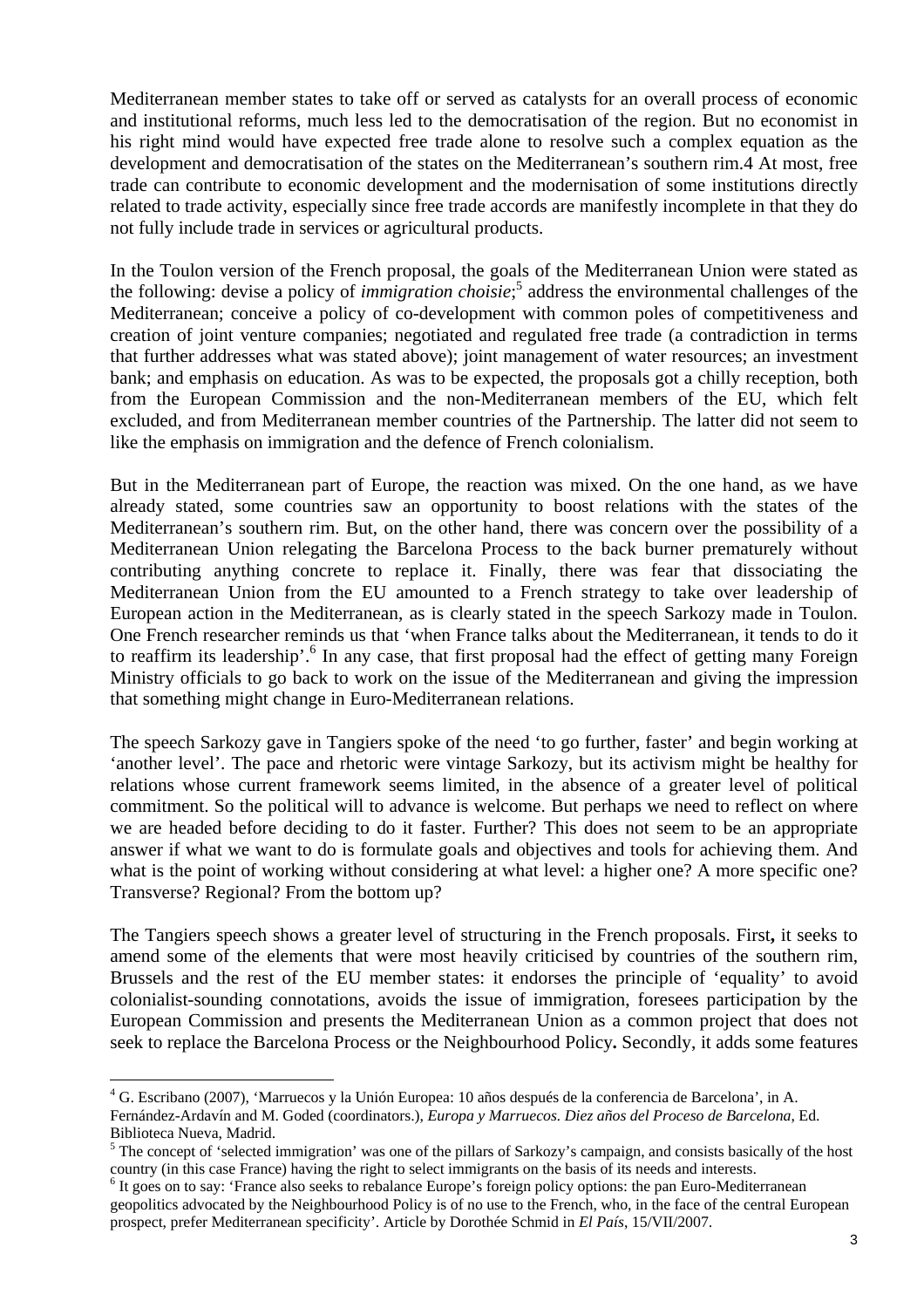Mediterranean member states to take off or served as catalysts for an overall process of economic and institutional reforms, much less led to the democratisation of the region. But no economist in his right mind would have expected free trade alone to resolve such a complex equation as the development and democratisation of the states on the Mediterranean's southern rim.4 At most, free trade can contribute to economic development and the modernisation of some institutions directly related to trade activity, especially since free trade accords are manifestly incomplete in that they do not fully include trade in services or agricultural products.

In the Toulon version of the French proposal, the goals of the Mediterranean Union were stated as the following: devise a policy of *immigration choisie*;[5] address the environmental challenges of the Mediterranean; conceive a policy of co-development with common poles of competitiveness and creation of joint venture companies; negotiated and regulated free trade (a contradiction in terms that further addresses what was stated above); joint management of water resources; an investment bank; and emphasis on education. As was to be expected, the proposals got a chilly reception, both from the European Commission and the non-Mediterranean members of the EU, which felt excluded, and from Mediterranean member countries of the Partnership. The latter did not seem to like the emphasis on immigration and the defence of French colonialism.

But in the Mediterranean part of Europe, the reaction was mixed. On the one hand, as we have already stated, some countries saw an opportunity to boost relations with the states of the Mediterranean's southern rim. But, on the other hand, there was concern over the possibility of a Mediterranean Union relegating the Barcelona Process to the back burner prematurely without contributing anything concrete to replace it. Finally, there was fear that dissociating the Mediterranean Union from the EU amounted to a French strategy to take over leadership of European action in the Mediterranean, as is clearly stated in the speech Sarkozy made in Toulon. One French researcher reminds us that 'when France talks about the Mediterranean, it tends to do it to reaffirm its leadership'.[6] In any case, that first proposal had the effect of getting many Foreign Ministry officials to go back to work on the issue of the Mediterranean and giving the impression that something might change in Euro-Mediterranean relations.

The speech Sarkozy gave in Tangiers spoke of the need 'to go further, faster' and begin working at 'another level'. The pace and rhetoric were vintage Sarkozy, but its activism might be healthy for relations whose current framework seems limited, in the absence of a greater level of political commitment. So the political will to advance is welcome. But perhaps we need to reflect on where we are headed before deciding to do it faster. Further? This does not seem to be an appropriate answer if what we want to do is formulate goals and objectives and tools for achieving them. And what is the point of working without considering at what level: a higher one? A more specific one? Transverse? Regional? From the bottom up?

The Tangiers speech shows a greater level of structuring in the French proposals. First**,** it seeks to amend some of the elements that were most heavily criticised by countries of the southern rim, Brussels and the rest of the EU member states: it endorses the principle of 'equality' to avoid colonialist-sounding connotations, avoids the issue of immigration, foresees participation by the European Commission and presents the Mediterranean Union as a common project that does not seek to replace the Barcelona Process or the Neighbourhood Policy**.** Secondly, it adds some features

---

[4] G. Escribano (2007), 'Marruecos y la Unión Europea: 10 años después de la conferencia de Barcelona', in A. Fernández-Ardavín and M. Goded (coordinators.), *Europa y Marruecos. Diez años del Proceso de Barcelona*, Ed. Biblioteca Nueva, Madrid.

[5] The concept of 'selected immigration' was one of the pillars of Sarkozy's campaign, and consists basically of the host country (in this case France) having the right to select immigrants on the basis of its needs and interests.

[6] It goes on to say: 'France also seeks to rebalance Europe's foreign policy options: the pan Euro-Mediterranean geopolitics advocated by the Neighbourhood Policy is of no use to the French, who, in the face of the central European prospect, prefer Mediterranean specificity'. Article by Dorothée Schmid in *El País*, 15/VII/2007.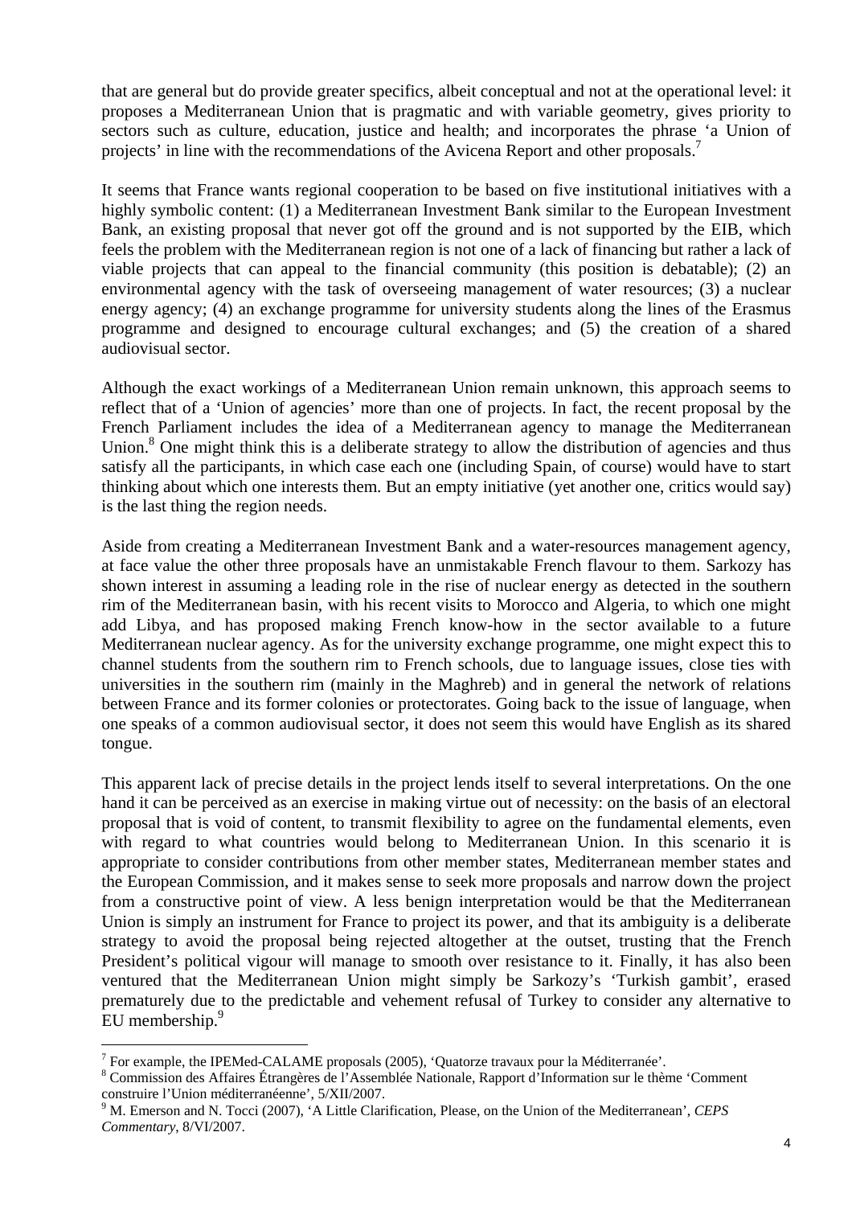that are general but do provide greater specifics, albeit conceptual and not at the operational level: it proposes a Mediterranean Union that is pragmatic and with variable geometry, gives priority to sectors such as culture, education, justice and health; and incorporates the phrase 'a Union of projects' in line with the recommendations of the Avicena Report and other proposals.[7]

It seems that France wants regional cooperation to be based on five institutional initiatives with a highly symbolic content: (1) a Mediterranean Investment Bank similar to the European Investment Bank, an existing proposal that never got off the ground and is not supported by the EIB, which feels the problem with the Mediterranean region is not one of a lack of financing but rather a lack of viable projects that can appeal to the financial community (this position is debatable); (2) an environmental agency with the task of overseeing management of water resources; (3) a nuclear energy agency; (4) an exchange programme for university students along the lines of the Erasmus programme and designed to encourage cultural exchanges; and (5) the creation of a shared audiovisual sector.

Although the exact workings of a Mediterranean Union remain unknown, this approach seems to reflect that of a 'Union of agencies' more than one of projects. In fact, the recent proposal by the French Parliament includes the idea of a Mediterranean agency to manage the Mediterranean Union.[8] One might think this is a deliberate strategy to allow the distribution of agencies and thus satisfy all the participants, in which case each one (including Spain, of course) would have to start thinking about which one interests them. But an empty initiative (yet another one, critics would say) is the last thing the region needs.

Aside from creating a Mediterranean Investment Bank and a water-resources management agency, at face value the other three proposals have an unmistakable French flavour to them. Sarkozy has shown interest in assuming a leading role in the rise of nuclear energy as detected in the southern rim of the Mediterranean basin, with his recent visits to Morocco and Algeria, to which one might add Libya, and has proposed making French know-how in the sector available to a future Mediterranean nuclear agency. As for the university exchange programme, one might expect this to channel students from the southern rim to French schools, due to language issues, close ties with universities in the southern rim (mainly in the Maghreb) and in general the network of relations between France and its former colonies or protectorates. Going back to the issue of language, when one speaks of a common audiovisual sector, it does not seem this would have English as its shared tongue.

This apparent lack of precise details in the project lends itself to several interpretations. On the one hand it can be perceived as an exercise in making virtue out of necessity: on the basis of an electoral proposal that is void of content, to transmit flexibility to agree on the fundamental elements, even with regard to what countries would belong to Mediterranean Union. In this scenario it is appropriate to consider contributions from other member states, Mediterranean member states and the European Commission, and it makes sense to seek more proposals and narrow down the project from a constructive point of view. A less benign interpretation would be that the Mediterranean Union is simply an instrument for France to project its power, and that its ambiguity is a deliberate strategy to avoid the proposal being rejected altogether at the outset, trusting that the French President's political vigour will manage to smooth over resistance to it. Finally, it has also been ventured that the Mediterranean Union might simply be Sarkozy's 'Turkish gambit', erased prematurely due to the predictable and vehement refusal of Turkey to consider any alternative to EU membership.[9]

---

[7] For example, the IPEMed-CALAME proposals (2005), 'Quatorze travaux pour la Méditerranée'.

[8] Commission des Affaires Étrangères de l'Assemblée Nationale, Rapport d'Information sur le thème 'Comment construire l'Union méditerranéenne', 5/XII/2007.

[9] M. Emerson and N. Tocci (2007), 'A Little Clarification, Please, on the Union of the Mediterranean', *CEPS Commentary*, 8/VI/2007.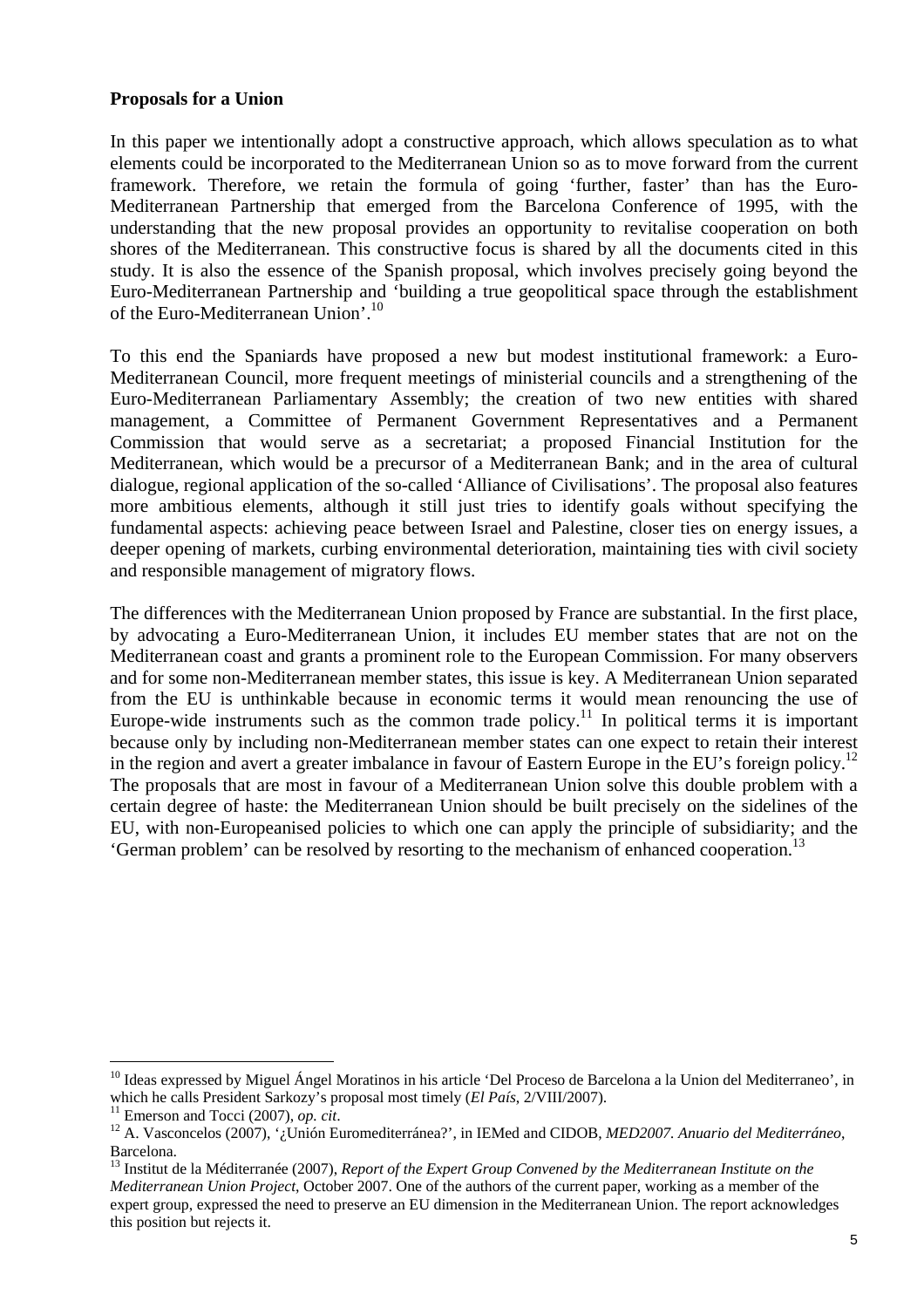**Proposals for a Union**

In this paper we intentionally adopt a constructive approach, which allows speculation as to what elements could be incorporated to the Mediterranean Union so as to move forward from the current framework. Therefore, we retain the formula of going 'further, faster' than has the Euro-Mediterranean Partnership that emerged from the Barcelona Conference of 1995, with the understanding that the new proposal provides an opportunity to revitalise cooperation on both shores of the Mediterranean. This constructive focus is shared by all the documents cited in this study. It is also the essence of the Spanish proposal, which involves precisely going beyond the Euro-Mediterranean Partnership and 'building a true geopolitical space through the establishment of the Euro-Mediterranean Union'.[10]

To this end the Spaniards have proposed a new but modest institutional framework: a Euro-Mediterranean Council, more frequent meetings of ministerial councils and a strengthening of the Euro-Mediterranean Parliamentary Assembly; the creation of two new entities with shared management, a Committee of Permanent Government Representatives and a Permanent Commission that would serve as a secretariat; a proposed Financial Institution for the Mediterranean, which would be a precursor of a Mediterranean Bank; and in the area of cultural dialogue, regional application of the so-called 'Alliance of Civilisations'. The proposal also features more ambitious elements, although it still just tries to identify goals without specifying the fundamental aspects: achieving peace between Israel and Palestine, closer ties on energy issues, a deeper opening of markets, curbing environmental deterioration, maintaining ties with civil society and responsible management of migratory flows.

The differences with the Mediterranean Union proposed by France are substantial. In the first place, by advocating a Euro-Mediterranean Union, it includes EU member states that are not on the Mediterranean coast and grants a prominent role to the European Commission. For many observers and for some non-Mediterranean member states, this issue is key. A Mediterranean Union separated from the EU is unthinkable because in economic terms it would mean renouncing the use of Europe-wide instruments such as the common trade policy.[11] In political terms it is important because only by including non-Mediterranean member states can one expect to retain their interest in the region and avert a greater imbalance in favour of Eastern Europe in the EU's foreign policy.[12] The proposals that are most in favour of a Mediterranean Union solve this double problem with a certain degree of haste: the Mediterranean Union should be built precisely on the sidelines of the EU, with non-Europeanised policies to which one can apply the principle of subsidiarity; and the 'German problem' can be resolved by resorting to the mechanism of enhanced cooperation.[13]

---

[10] Ideas expressed by Miguel Ángel Moratinos in his article 'Del Proceso de Barcelona a la Union del Mediterraneo', in which he calls President Sarkozy's proposal most timely (*El País*, 2/VIII/2007).

[11] Emerson and Tocci (2007), *op. cit*.

[12] A. Vasconcelos (2007), '¿Unión Euromediterránea?', in IEMed and CIDOB, *MED2007. Anuario del Mediterráneo*, Barcelona.

[13] Institut de la Méditerranée (2007), *Report of the Expert Group Convened by the Mediterranean Institute on the Mediterranean Union Project*, October 2007. One of the authors of the current paper, working as a member of the expert group, expressed the need to preserve an EU dimension in the Mediterranean Union. The report acknowledges this position but rejects it.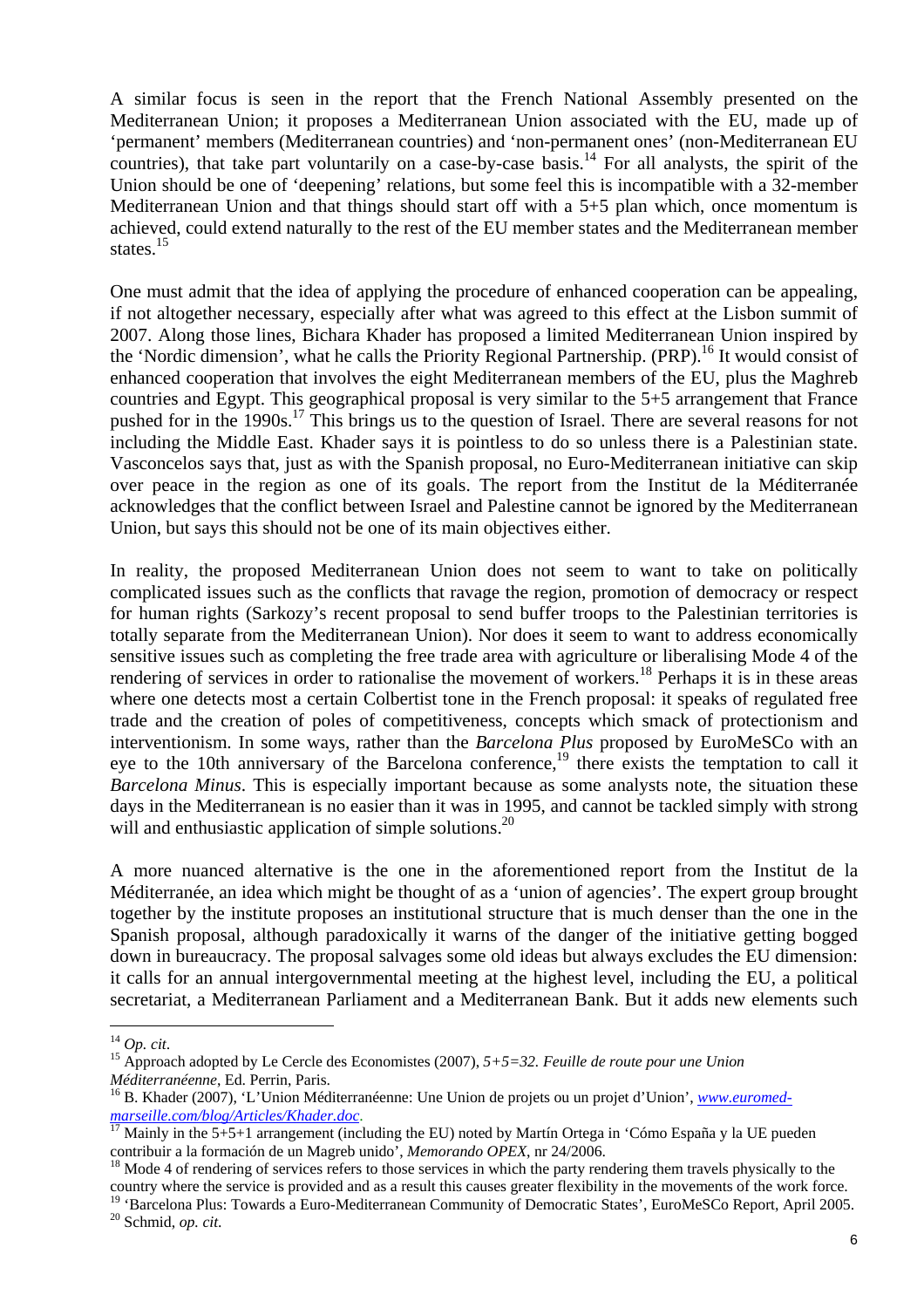A similar focus is seen in the report that the French National Assembly presented on the Mediterranean Union; it proposes a Mediterranean Union associated with the EU, made up of 'permanent' members (Mediterranean countries) and 'non-permanent ones' (non-Mediterranean EU countries), that take part voluntarily on a case-by-case basis.[14] For all analysts, the spirit of the Union should be one of 'deepening' relations, but some feel this is incompatible with a 32-member Mediterranean Union and that things should start off with a 5+5 plan which, once momentum is achieved, could extend naturally to the rest of the EU member states and the Mediterranean member states.[15]

One must admit that the idea of applying the procedure of enhanced cooperation can be appealing, if not altogether necessary, especially after what was agreed to this effect at the Lisbon summit of 2007. Along those lines, Bichara Khader has proposed a limited Mediterranean Union inspired by the 'Nordic dimension', what he calls the Priority Regional Partnership. (PRP).[16] It would consist of enhanced cooperation that involves the eight Mediterranean members of the EU, plus the Maghreb countries and Egypt. This geographical proposal is very similar to the 5+5 arrangement that France pushed for in the 1990s.[17] This brings us to the question of Israel. There are several reasons for not including the Middle East. Khader says it is pointless to do so unless there is a Palestinian state. Vasconcelos says that, just as with the Spanish proposal, no Euro-Mediterranean initiative can skip over peace in the region as one of its goals. The report from the Institut de la Méditerranée acknowledges that the conflict between Israel and Palestine cannot be ignored by the Mediterranean Union, but says this should not be one of its main objectives either.

In reality, the proposed Mediterranean Union does not seem to want to take on politically complicated issues such as the conflicts that ravage the region, promotion of democracy or respect for human rights (Sarkozy's recent proposal to send buffer troops to the Palestinian territories is totally separate from the Mediterranean Union). Nor does it seem to want to address economically sensitive issues such as completing the free trade area with agriculture or liberalising Mode 4 of the rendering of services in order to rationalise the movement of workers.[18] Perhaps it is in these areas where one detects most a certain Colbertist tone in the French proposal: it speaks of regulated free trade and the creation of poles of competitiveness, concepts which smack of protectionism and interventionism. In some ways, rather than the *Barcelona Plus* proposed by EuroMeSCo with an eye to the 10th anniversary of the Barcelona conference,[19] there exists the temptation to call it *Barcelona Minus*. This is especially important because as some analysts note, the situation these days in the Mediterranean is no easier than it was in 1995, and cannot be tackled simply with strong will and enthusiastic application of simple solutions.[20]

A more nuanced alternative is the one in the aforementioned report from the Institut de la Méditerranée, an idea which might be thought of as a 'union of agencies'. The expert group brought together by the institute proposes an institutional structure that is much denser than the one in the Spanish proposal, although paradoxically it warns of the danger of the initiative getting bogged down in bureaucracy. The proposal salvages some old ideas but always excludes the EU dimension: it calls for an annual intergovernmental meeting at the highest level, including the EU, a political secretariat, a Mediterranean Parliament and a Mediterranean Bank. But it adds new elements such

---

[14] *Op. cit*.

[15] Approach adopted by Le Cercle des Economistes (2007), *5+5=32. Feuille de route pour une Union Méditerranéenne*, Ed. Perrin, Paris.

[16] B. Khader (2007), 'L'Union Méditerranéenne: Une Union de projets ou un projet d'Union', *www.euromed-marseille.com/blog/Articles/Khader.doc*.

[17] Mainly in the 5+5+1 arrangement (including the EU) noted by Martín Ortega in 'Cómo España y la UE pueden contribuir a la formación de un Magreb unido', *Memorando OPEX*, nr 24/2006.

[18] Mode 4 of rendering of services refers to those services in which the party rendering them travels physically to the country where the service is provided and as a result this causes greater flexibility in the movements of the work force.

[19] 'Barcelona Plus: Towards a Euro-Mediterranean Community of Democratic States', EuroMeSCo Report, April 2005.

[20] Schmid, *op. cit*.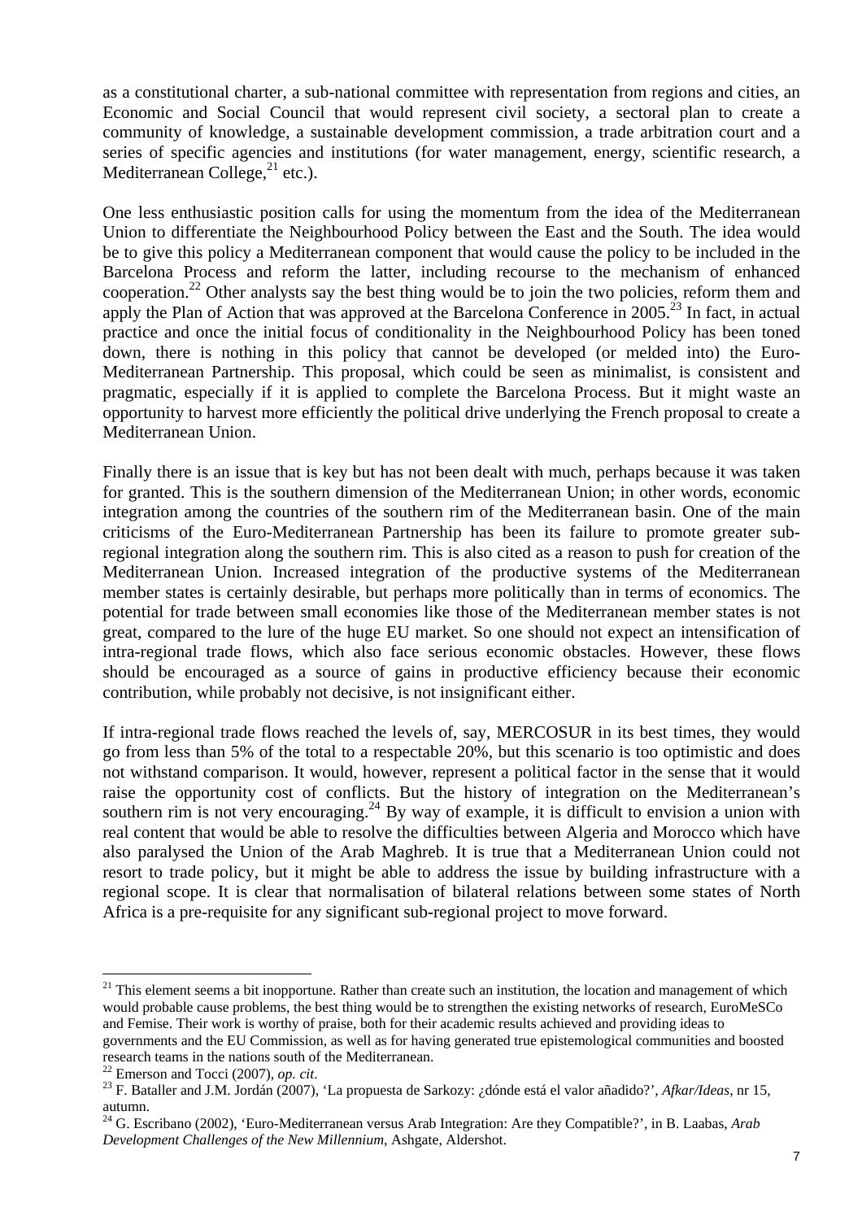as a constitutional charter, a sub-national committee with representation from regions and cities, an Economic and Social Council that would represent civil society, a sectoral plan to create a community of knowledge, a sustainable development commission, a trade arbitration court and a series of specific agencies and institutions (for water management, energy, scientific research, a Mediterranean College,[21] etc.).

One less enthusiastic position calls for using the momentum from the idea of the Mediterranean Union to differentiate the Neighbourhood Policy between the East and the South. The idea would be to give this policy a Mediterranean component that would cause the policy to be included in the Barcelona Process and reform the latter, including recourse to the mechanism of enhanced cooperation.[22] Other analysts say the best thing would be to join the two policies, reform them and apply the Plan of Action that was approved at the Barcelona Conference in 2005.[23] In fact, in actual practice and once the initial focus of conditionality in the Neighbourhood Policy has been toned down, there is nothing in this policy that cannot be developed (or melded into) the Euro-Mediterranean Partnership. This proposal, which could be seen as minimalist, is consistent and pragmatic, especially if it is applied to complete the Barcelona Process. But it might waste an opportunity to harvest more efficiently the political drive underlying the French proposal to create a Mediterranean Union.

Finally there is an issue that is key but has not been dealt with much, perhaps because it was taken for granted. This is the southern dimension of the Mediterranean Union; in other words, economic integration among the countries of the southern rim of the Mediterranean basin. One of the main criticisms of the Euro-Mediterranean Partnership has been its failure to promote greater sub-regional integration along the southern rim. This is also cited as a reason to push for creation of the Mediterranean Union. Increased integration of the productive systems of the Mediterranean member states is certainly desirable, but perhaps more politically than in terms of economics. The potential for trade between small economies like those of the Mediterranean member states is not great, compared to the lure of the huge EU market. So one should not expect an intensification of intra-regional trade flows, which also face serious economic obstacles. However, these flows should be encouraged as a source of gains in productive efficiency because their economic contribution, while probably not decisive, is not insignificant either.

If intra-regional trade flows reached the levels of, say, MERCOSUR in its best times, they would go from less than 5% of the total to a respectable 20%, but this scenario is too optimistic and does not withstand comparison. It would, however, represent a political factor in the sense that it would raise the opportunity cost of conflicts. But the history of integration on the Mediterranean's southern rim is not very encouraging.[24] By way of example, it is difficult to envision a union with real content that would be able to resolve the difficulties between Algeria and Morocco which have also paralysed the Union of the Arab Maghreb. It is true that a Mediterranean Union could not resort to trade policy, but it might be able to address the issue by building infrastructure with a regional scope. It is clear that normalisation of bilateral relations between some states of North Africa is a pre-requisite for any significant sub-regional project to move forward.

---

[21] This element seems a bit inopportune. Rather than create such an institution, the location and management of which would probable cause problems, the best thing would be to strengthen the existing networks of research, EuroMeSCo and Femise. Their work is worthy of praise, both for their academic results achieved and providing ideas to governments and the EU Commission, as well as for having generated true epistemological communities and boosted research teams in the nations south of the Mediterranean.

[22] Emerson and Tocci (2007), *op. cit*.

[23] F. Bataller and J.M. Jordán (2007), 'La propuesta de Sarkozy: ¿dónde está el valor añadido?', *Afkar/Ideas*, nr 15, autumn.

[24] G. Escribano (2002), 'Euro-Mediterranean versus Arab Integration: Are they Compatible?', in B. Laabas, *Arab Development Challenges of the New Millennium*, Ashgate, Aldershot.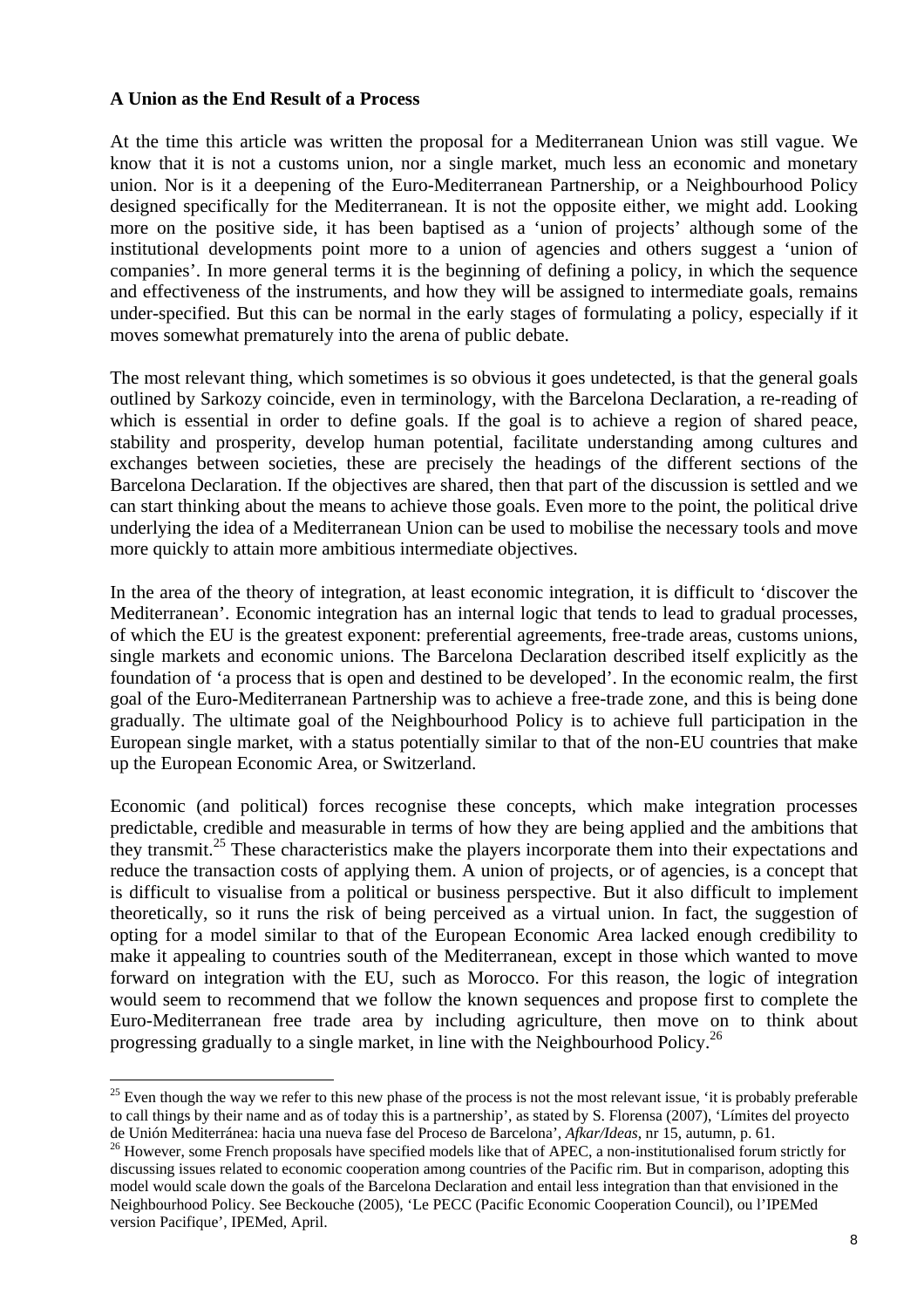**A Union as the End Result of a Process**

At the time this article was written the proposal for a Mediterranean Union was still vague. We know that it is not a customs union, nor a single market, much less an economic and monetary union. Nor is it a deepening of the Euro-Mediterranean Partnership, or a Neighbourhood Policy designed specifically for the Mediterranean. It is not the opposite either, we might add. Looking more on the positive side, it has been baptised as a 'union of projects' although some of the institutional developments point more to a union of agencies and others suggest a 'union of companies'. In more general terms it is the beginning of defining a policy, in which the sequence and effectiveness of the instruments, and how they will be assigned to intermediate goals, remains under-specified. But this can be normal in the early stages of formulating a policy, especially if it moves somewhat prematurely into the arena of public debate.

The most relevant thing, which sometimes is so obvious it goes undetected, is that the general goals outlined by Sarkozy coincide, even in terminology, with the Barcelona Declaration, a re-reading of which is essential in order to define goals. If the goal is to achieve a region of shared peace, stability and prosperity, develop human potential, facilitate understanding among cultures and exchanges between societies, these are precisely the headings of the different sections of the Barcelona Declaration. If the objectives are shared, then that part of the discussion is settled and we can start thinking about the means to achieve those goals. Even more to the point, the political drive underlying the idea of a Mediterranean Union can be used to mobilise the necessary tools and move more quickly to attain more ambitious intermediate objectives.

In the area of the theory of integration, at least economic integration, it is difficult to 'discover the Mediterranean'. Economic integration has an internal logic that tends to lead to gradual processes, of which the EU is the greatest exponent: preferential agreements, free-trade areas, customs unions, single markets and economic unions. The Barcelona Declaration described itself explicitly as the foundation of 'a process that is open and destined to be developed'. In the economic realm, the first goal of the Euro-Mediterranean Partnership was to achieve a free-trade zone, and this is being done gradually. The ultimate goal of the Neighbourhood Policy is to achieve full participation in the European single market, with a status potentially similar to that of the non-EU countries that make up the European Economic Area, or Switzerland.

Economic (and political) forces recognise these concepts, which make integration processes predictable, credible and measurable in terms of how they are being applied and the ambitions that they transmit.[25] These characteristics make the players incorporate them into their expectations and reduce the transaction costs of applying them. A union of projects, or of agencies, is a concept that is difficult to visualise from a political or business perspective. But it also difficult to implement theoretically, so it runs the risk of being perceived as a virtual union. In fact, the suggestion of opting for a model similar to that of the European Economic Area lacked enough credibility to make it appealing to countries south of the Mediterranean, except in those which wanted to move forward on integration with the EU, such as Morocco. For this reason, the logic of integration would seem to recommend that we follow the known sequences and propose first to complete the Euro-Mediterranean free trade area by including agriculture, then move on to think about progressing gradually to a single market, in line with the Neighbourhood Policy.[26]

---

[25] Even though the way we refer to this new phase of the process is not the most relevant issue, 'it is probably preferable to call things by their name and as of today this is a partnership', as stated by S. Florensa (2007), 'Límites del proyecto de Unión Mediterránea: hacia una nueva fase del Proceso de Barcelona', *Afkar/Ideas*, nr 15, autumn, p. 61.

[26] However, some French proposals have specified models like that of APEC, a non-institutionalised forum strictly for discussing issues related to economic cooperation among countries of the Pacific rim. But in comparison, adopting this model would scale down the goals of the Barcelona Declaration and entail less integration than that envisioned in the Neighbourhood Policy. See Beckouche (2005), 'Le PECC (Pacific Economic Cooperation Council), ou l'IPEMed version Pacifique', IPEMed, April.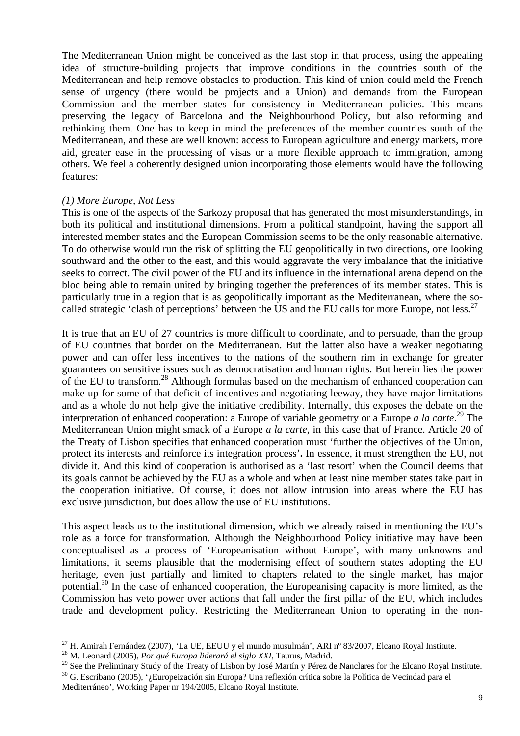The Mediterranean Union might be conceived as the last stop in that process, using the appealing idea of structure-building projects that improve conditions in the countries south of the Mediterranean and help remove obstacles to production. This kind of union could meld the French sense of urgency (there would be projects and a Union) and demands from the European Commission and the member states for consistency in Mediterranean policies. This means preserving the legacy of Barcelona and the Neighbourhood Policy, but also reforming and rethinking them. One has to keep in mind the preferences of the member countries south of the Mediterranean, and these are well known: access to European agriculture and energy markets, more aid, greater ease in the processing of visas or a more flexible approach to immigration, among others. We feel a coherently designed union incorporating those elements would have the following features:

*(1) More Europe, Not Less*

This is one of the aspects of the Sarkozy proposal that has generated the most misunderstandings, in both its political and institutional dimensions. From a political standpoint, having the support all interested member states and the European Commission seems to be the only reasonable alternative. To do otherwise would run the risk of splitting the EU geopolitically in two directions, one looking southward and the other to the east, and this would aggravate the very imbalance that the initiative seeks to correct. The civil power of the EU and its influence in the international arena depend on the bloc being able to remain united by bringing together the preferences of its member states. This is particularly true in a region that is as geopolitically important as the Mediterranean, where the so-called strategic 'clash of perceptions' between the US and the EU calls for more Europe, not less.[27]

It is true that an EU of 27 countries is more difficult to coordinate, and to persuade, than the group of EU countries that border on the Mediterranean. But the latter also have a weaker negotiating power and can offer less incentives to the nations of the southern rim in exchange for greater guarantees on sensitive issues such as democratisation and human rights. But herein lies the power of the EU to transform.[28] Although formulas based on the mechanism of enhanced cooperation can make up for some of that deficit of incentives and negotiating leeway, they have major limitations and as a whole do not help give the initiative credibility. Internally, this exposes the debate on the interpretation of enhanced cooperation: a Europe of variable geometry or a Europe *a la carte*.[29] The Mediterranean Union might smack of a Europe *a la carte*, in this case that of France. Article 20 of the Treaty of Lisbon specifies that enhanced cooperation must 'further the objectives of the Union, protect its interests and reinforce its integration process'**.** In essence, it must strengthen the EU, not divide it. And this kind of cooperation is authorised as a 'last resort' when the Council deems that its goals cannot be achieved by the EU as a whole and when at least nine member states take part in the cooperation initiative. Of course, it does not allow intrusion into areas where the EU has exclusive jurisdiction, but does allow the use of EU institutions.

This aspect leads us to the institutional dimension, which we already raised in mentioning the EU's role as a force for transformation. Although the Neighbourhood Policy initiative may have been conceptualised as a process of 'Europeanisation without Europe', with many unknowns and limitations, it seems plausible that the modernising effect of southern states adopting the EU heritage, even just partially and limited to chapters related to the single market, has major potential.[30] In the case of enhanced cooperation, the Europeanising capacity is more limited, as the Commission has veto power over actions that fall under the first pillar of the EU, which includes trade and development policy. Restricting the Mediterranean Union to operating in the non-

---

[27] H. Amirah Fernández (2007), 'La UE, EEUU y el mundo musulmán', ARI nº 83/2007, Elcano Royal Institute.

[28] M. Leonard (2005), *Por qué Europa liderará el siglo XXI*, Taurus, Madrid.

[29] See the Preliminary Study of the Treaty of Lisbon by José Martín y Pérez de Nanclares for the Elcano Royal Institute.

[30] G. Escribano (2005), '¿Europeización sin Europa? Una reflexión crítica sobre la Política de Vecindad para el Mediterráneo', Working Paper nr 194/2005, Elcano Royal Institute.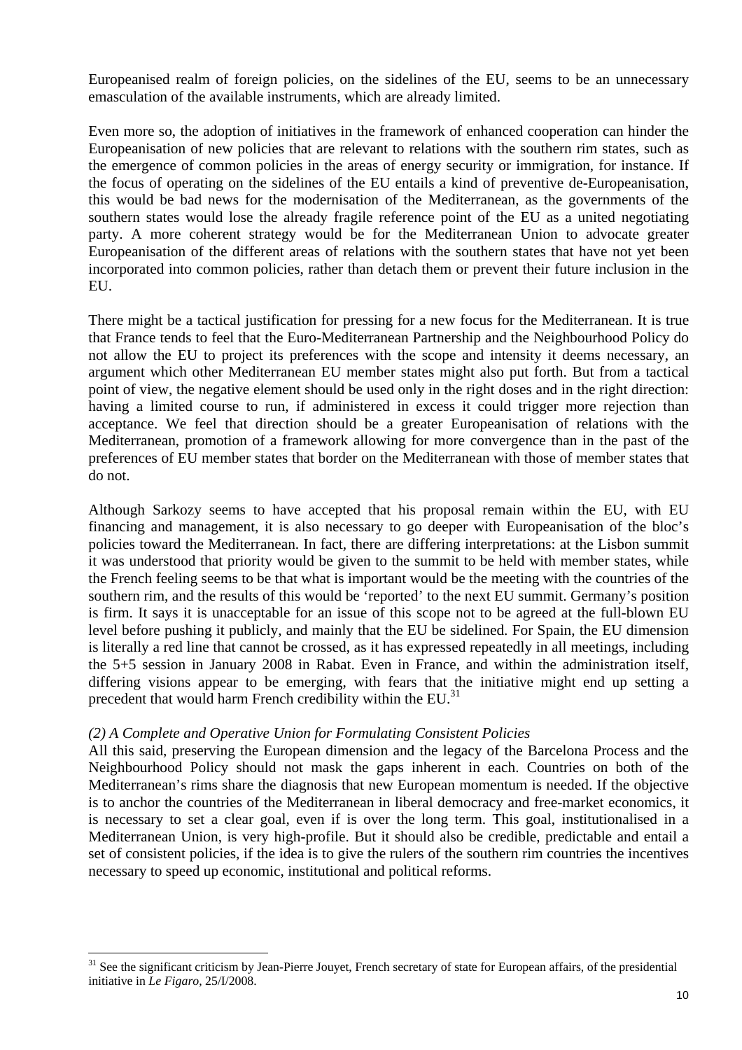Europeanised realm of foreign policies, on the sidelines of the EU, seems to be an unnecessary emasculation of the available instruments, which are already limited.

Even more so, the adoption of initiatives in the framework of enhanced cooperation can hinder the Europeanisation of new policies that are relevant to relations with the southern rim states, such as the emergence of common policies in the areas of energy security or immigration, for instance. If the focus of operating on the sidelines of the EU entails a kind of preventive de-Europeanisation, this would be bad news for the modernisation of the Mediterranean, as the governments of the southern states would lose the already fragile reference point of the EU as a united negotiating party. A more coherent strategy would be for the Mediterranean Union to advocate greater Europeanisation of the different areas of relations with the southern states that have not yet been incorporated into common policies, rather than detach them or prevent their future inclusion in the EU.

There might be a tactical justification for pressing for a new focus for the Mediterranean. It is true that France tends to feel that the Euro-Mediterranean Partnership and the Neighbourhood Policy do not allow the EU to project its preferences with the scope and intensity it deems necessary, an argument which other Mediterranean EU member states might also put forth. But from a tactical point of view, the negative element should be used only in the right doses and in the right direction: having a limited course to run, if administered in excess it could trigger more rejection than acceptance. We feel that direction should be a greater Europeanisation of relations with the Mediterranean, promotion of a framework allowing for more convergence than in the past of the preferences of EU member states that border on the Mediterranean with those of member states that do not.

Although Sarkozy seems to have accepted that his proposal remain within the EU, with EU financing and management, it is also necessary to go deeper with Europeanisation of the bloc's policies toward the Mediterranean. In fact, there are differing interpretations: at the Lisbon summit it was understood that priority would be given to the summit to be held with member states, while the French feeling seems to be that what is important would be the meeting with the countries of the southern rim, and the results of this would be 'reported' to the next EU summit. Germany's position is firm. It says it is unacceptable for an issue of this scope not to be agreed at the full-blown EU level before pushing it publicly, and mainly that the EU be sidelined. For Spain, the EU dimension is literally a red line that cannot be crossed, as it has expressed repeatedly in all meetings, including the 5+5 session in January 2008 in Rabat. Even in France, and within the administration itself, differing visions appear to be emerging, with fears that the initiative might end up setting a precedent that would harm French credibility within the EU.[31]

*(2) A Complete and Operative Union for Formulating Consistent Policies*

All this said, preserving the European dimension and the legacy of the Barcelona Process and the Neighbourhood Policy should not mask the gaps inherent in each. Countries on both of the Mediterranean's rims share the diagnosis that new European momentum is needed. If the objective is to anchor the countries of the Mediterranean in liberal democracy and free-market economics, it is necessary to set a clear goal, even if is over the long term. This goal, institutionalised in a Mediterranean Union, is very high-profile. But it should also be credible, predictable and entail a set of consistent policies, if the idea is to give the rulers of the southern rim countries the incentives necessary to speed up economic, institutional and political reforms.

[31] See the significant criticism by Jean-Pierre Jouyet, French secretary of state for European affairs, of the presidential initiative in *Le Figaro*, 25/I/2008.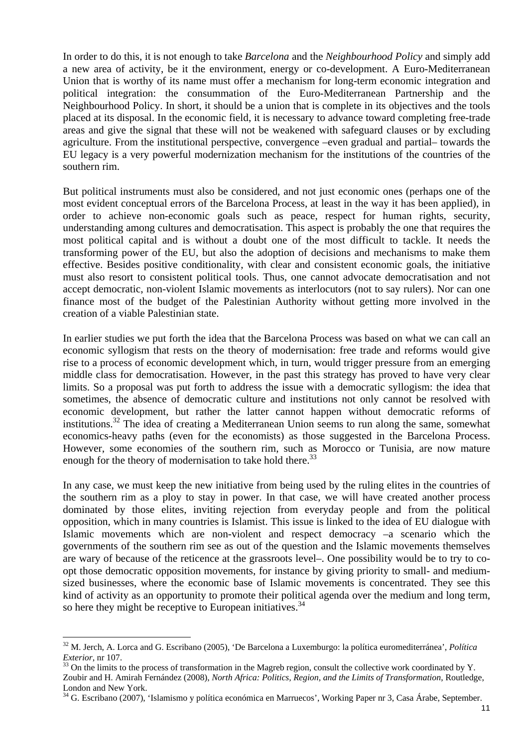In order to do this, it is not enough to take *Barcelona* and the *Neighbourhood Policy* and simply add a new area of activity, be it the environment, energy or co-development. A Euro-Mediterranean Union that is worthy of its name must offer a mechanism for long-term economic integration and political integration: the consummation of the Euro-Mediterranean Partnership and the Neighbourhood Policy. In short, it should be a union that is complete in its objectives and the tools placed at its disposal. In the economic field, it is necessary to advance toward completing free-trade areas and give the signal that these will not be weakened with safeguard clauses or by excluding agriculture. From the institutional perspective, convergence –even gradual and partial– towards the EU legacy is a very powerful modernization mechanism for the institutions of the countries of the southern rim.

But political instruments must also be considered, and not just economic ones (perhaps one of the most evident conceptual errors of the Barcelona Process, at least in the way it has been applied), in order to achieve non-economic goals such as peace, respect for human rights, security, understanding among cultures and democratisation. This aspect is probably the one that requires the most political capital and is without a doubt one of the most difficult to tackle. It needs the transforming power of the EU, but also the adoption of decisions and mechanisms to make them effective. Besides positive conditionality, with clear and consistent economic goals, the initiative must also resort to consistent political tools. Thus, one cannot advocate democratisation and not accept democratic, non-violent Islamic movements as interlocutors (not to say rulers). Nor can one finance most of the budget of the Palestinian Authority without getting more involved in the creation of a viable Palestinian state.

In earlier studies we put forth the idea that the Barcelona Process was based on what we can call an economic syllogism that rests on the theory of modernisation: free trade and reforms would give rise to a process of economic development which, in turn, would trigger pressure from an emerging middle class for democratisation. However, in the past this strategy has proved to have very clear limits. So a proposal was put forth to address the issue with a democratic syllogism: the idea that sometimes, the absence of democratic culture and institutions not only cannot be resolved with economic development, but rather the latter cannot happen without democratic reforms of institutions.[32] The idea of creating a Mediterranean Union seems to run along the same, somewhat economics-heavy paths (even for the economists) as those suggested in the Barcelona Process. However, some economies of the southern rim, such as Morocco or Tunisia, are now mature enough for the theory of modernisation to take hold there.[33]

In any case, we must keep the new initiative from being used by the ruling elites in the countries of the southern rim as a ploy to stay in power. In that case, we will have created another process dominated by those elites, inviting rejection from everyday people and from the political opposition, which in many countries is Islamist. This issue is linked to the idea of EU dialogue with Islamic movements which are non-violent and respect democracy –a scenario which the governments of the southern rim see as out of the question and the Islamic movements themselves are wary of because of the reticence at the grassroots level–. One possibility would be to try to co-opt those democratic opposition movements, for instance by giving priority to small- and medium-sized businesses, where the economic base of Islamic movements is concentrated. They see this kind of activity as an opportunity to promote their political agenda over the medium and long term, so here they might be receptive to European initiatives.[34]

---

[32] M. Jerch, A. Lorca and G. Escribano (2005), 'De Barcelona a Luxemburgo: la política euromediterránea', *Política Exterior*, nr 107.

[33] On the limits to the process of transformation in the Magreb region, consult the collective work coordinated by Y. Zoubir and H. Amirah Fernández (2008), *North Africa: Politics, Region, and the Limits of Transformation*, Routledge, London and New York.

[34] G. Escribano (2007), 'Islamismo y política económica en Marruecos', Working Paper nr 3, Casa Árabe, September.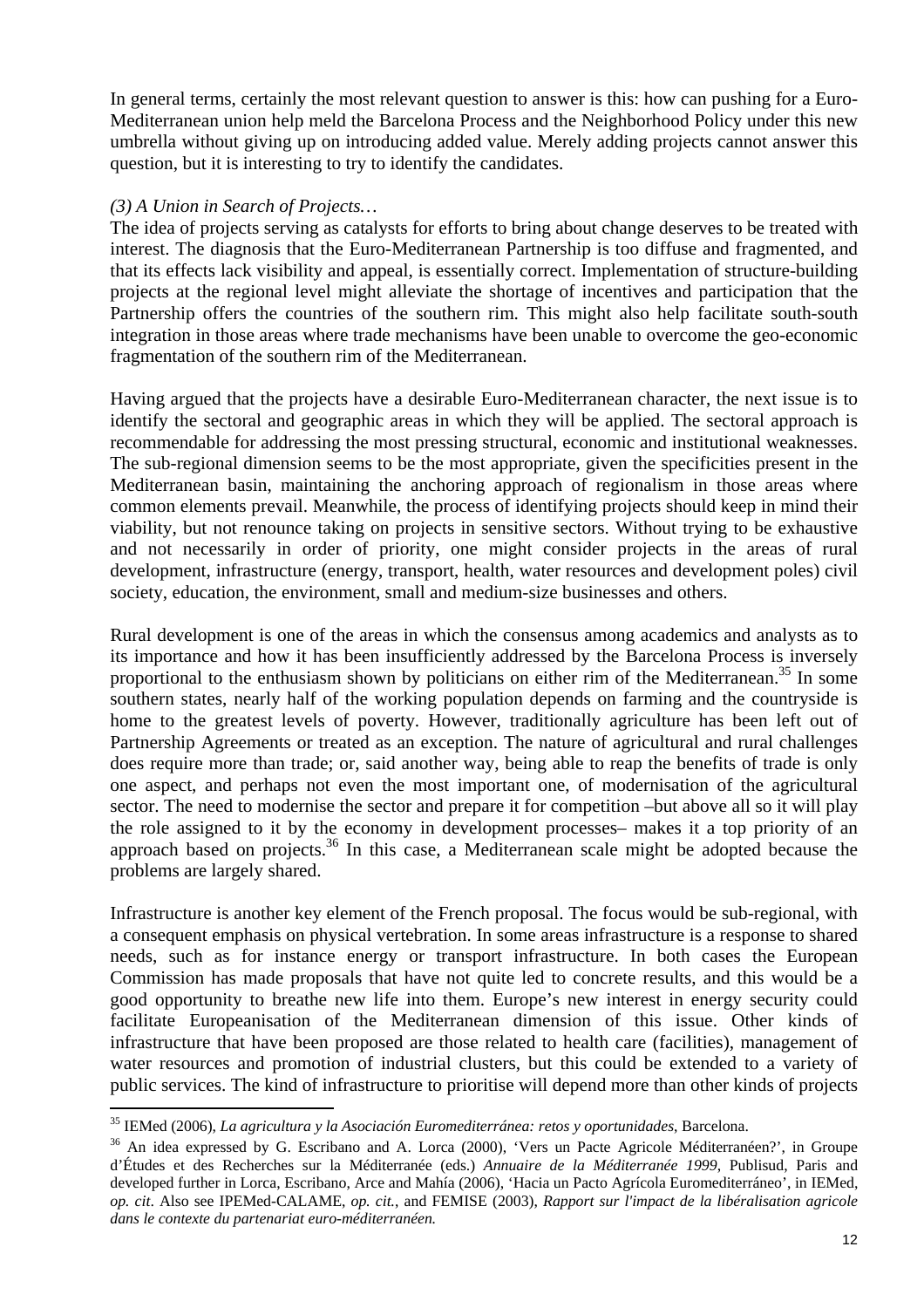In general terms, certainly the most relevant question to answer is this: how can pushing for a Euro-Mediterranean union help meld the Barcelona Process and the Neighborhood Policy under this new umbrella without giving up on introducing added value. Merely adding projects cannot answer this question, but it is interesting to try to identify the candidates.

### *(3) A Union in Search of Projects…*

The idea of projects serving as catalysts for efforts to bring about change deserves to be treated with interest. The diagnosis that the Euro-Mediterranean Partnership is too diffuse and fragmented, and that its effects lack visibility and appeal, is essentially correct. Implementation of structure-building projects at the regional level might alleviate the shortage of incentives and participation that the Partnership offers the countries of the southern rim. This might also help facilitate south-south integration in those areas where trade mechanisms have been unable to overcome the geo-economic fragmentation of the southern rim of the Mediterranean.

Having argued that the projects have a desirable Euro-Mediterranean character, the next issue is to identify the sectoral and geographic areas in which they will be applied. The sectoral approach is recommendable for addressing the most pressing structural, economic and institutional weaknesses. The sub-regional dimension seems to be the most appropriate, given the specificities present in the Mediterranean basin, maintaining the anchoring approach of regionalism in those areas where common elements prevail. Meanwhile, the process of identifying projects should keep in mind their viability, but not renounce taking on projects in sensitive sectors. Without trying to be exhaustive and not necessarily in order of priority, one might consider projects in the areas of rural development, infrastructure (energy, transport, health, water resources and development poles) civil society, education, the environment, small and medium-size businesses and others.

Rural development is one of the areas in which the consensus among academics and analysts as to its importance and how it has been insufficiently addressed by the Barcelona Process is inversely proportional to the enthusiasm shown by politicians on either rim of the Mediterranean.[35] In some southern states, nearly half of the working population depends on farming and the countryside is home to the greatest levels of poverty. However, traditionally agriculture has been left out of Partnership Agreements or treated as an exception. The nature of agricultural and rural challenges does require more than trade; or, said another way, being able to reap the benefits of trade is only one aspect, and perhaps not even the most important one, of modernisation of the agricultural sector. The need to modernise the sector and prepare it for competition –but above all so it will play the role assigned to it by the economy in development processes– makes it a top priority of an approach based on projects.[36] In this case, a Mediterranean scale might be adopted because the problems are largely shared.

Infrastructure is another key element of the French proposal. The focus would be sub-regional, with a consequent emphasis on physical vertebration. In some areas infrastructure is a response to shared needs, such as for instance energy or transport infrastructure. In both cases the European Commission has made proposals that have not quite led to concrete results, and this would be a good opportunity to breathe new life into them. Europe's new interest in energy security could facilitate Europeanisation of the Mediterranean dimension of this issue. Other kinds of infrastructure that have been proposed are those related to health care (facilities), management of water resources and promotion of industrial clusters, but this could be extended to a variety of public services. The kind of infrastructure to prioritise will depend more than other kinds of projects

---

[35] IEMed (2006), *La agricultura y la Asociación Euromediterránea: retos y oportunidades*, Barcelona.

[36] An idea expressed by G. Escribano and A. Lorca (2000), 'Vers un Pacte Agricole Méditerranéen?', in Groupe d'Études et des Recherches sur la Méditerranée (eds.) *Annuaire de la Méditerranée 1999*, Publisud, Paris and developed further in Lorca, Escribano, Arce and Mahía (2006), 'Hacia un Pacto Agrícola Euromediterráneo', in IEMed, *op. cit*. Also see IPEMed-CALAME, *op. cit.*, and FEMISE (2003), *Rapport sur l'impact de la libéralisation agricole dans le contexte du partenariat euro-méditerranéen.*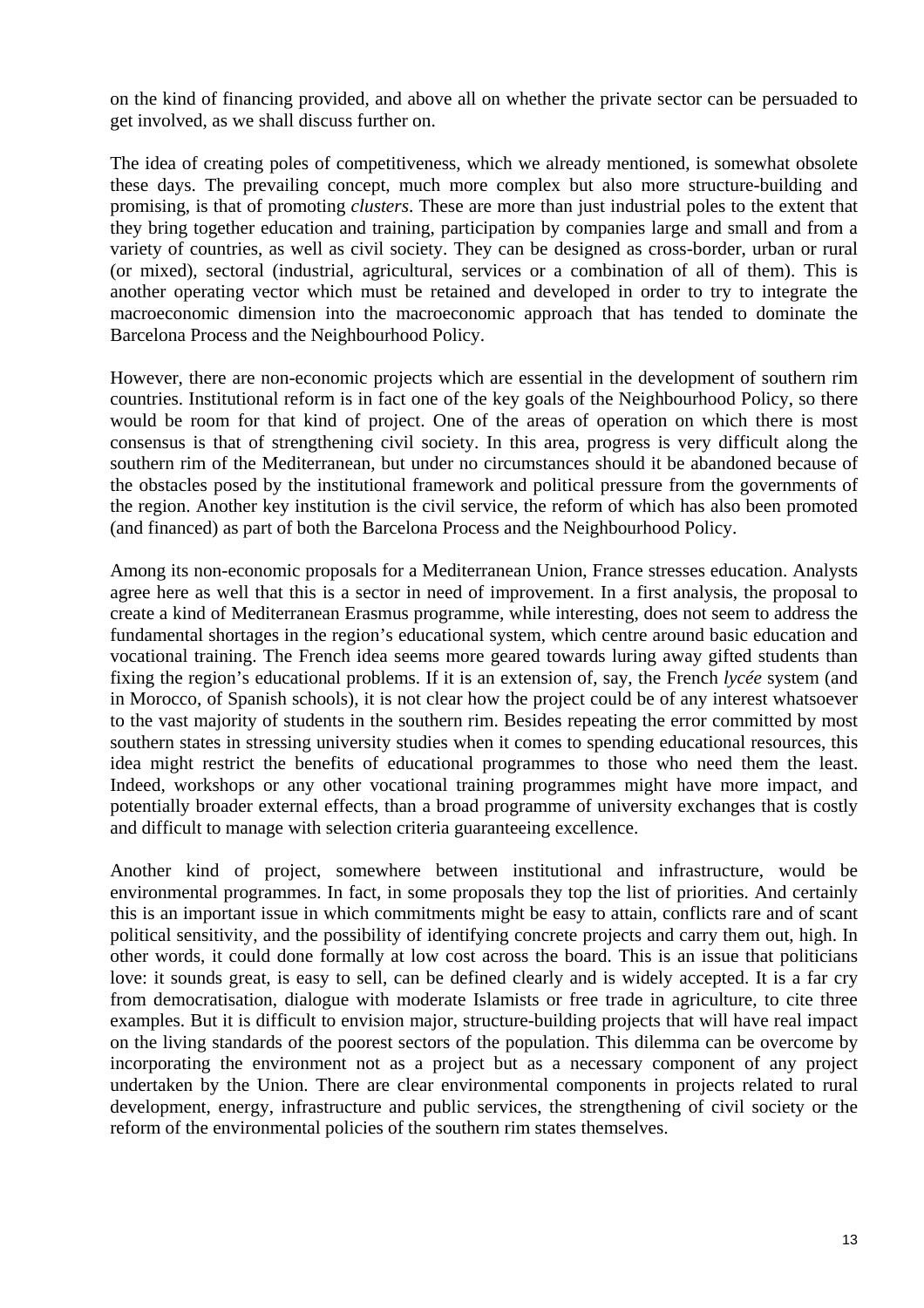on the kind of financing provided, and above all on whether the private sector can be persuaded to get involved, as we shall discuss further on.

The idea of creating poles of competitiveness, which we already mentioned, is somewhat obsolete these days. The prevailing concept, much more complex but also more structure-building and promising, is that of promoting *clusters*. These are more than just industrial poles to the extent that they bring together education and training, participation by companies large and small and from a variety of countries, as well as civil society. They can be designed as cross-border, urban or rural (or mixed), sectoral (industrial, agricultural, services or a combination of all of them). This is another operating vector which must be retained and developed in order to try to integrate the macroeconomic dimension into the macroeconomic approach that has tended to dominate the Barcelona Process and the Neighbourhood Policy.

However, there are non-economic projects which are essential in the development of southern rim countries. Institutional reform is in fact one of the key goals of the Neighbourhood Policy, so there would be room for that kind of project. One of the areas of operation on which there is most consensus is that of strengthening civil society. In this area, progress is very difficult along the southern rim of the Mediterranean, but under no circumstances should it be abandoned because of the obstacles posed by the institutional framework and political pressure from the governments of the region. Another key institution is the civil service, the reform of which has also been promoted (and financed) as part of both the Barcelona Process and the Neighbourhood Policy.

Among its non-economic proposals for a Mediterranean Union, France stresses education. Analysts agree here as well that this is a sector in need of improvement. In a first analysis, the proposal to create a kind of Mediterranean Erasmus programme, while interesting, does not seem to address the fundamental shortages in the region's educational system, which centre around basic education and vocational training. The French idea seems more geared towards luring away gifted students than fixing the region's educational problems. If it is an extension of, say, the French *lycée* system (and in Morocco, of Spanish schools), it is not clear how the project could be of any interest whatsoever to the vast majority of students in the southern rim. Besides repeating the error committed by most southern states in stressing university studies when it comes to spending educational resources, this idea might restrict the benefits of educational programmes to those who need them the least. Indeed, workshops or any other vocational training programmes might have more impact, and potentially broader external effects, than a broad programme of university exchanges that is costly and difficult to manage with selection criteria guaranteeing excellence.

Another kind of project, somewhere between institutional and infrastructure, would be environmental programmes. In fact, in some proposals they top the list of priorities. And certainly this is an important issue in which commitments might be easy to attain, conflicts rare and of scant political sensitivity, and the possibility of identifying concrete projects and carry them out, high. In other words, it could done formally at low cost across the board. This is an issue that politicians love: it sounds great, is easy to sell, can be defined clearly and is widely accepted. It is a far cry from democratisation, dialogue with moderate Islamists or free trade in agriculture, to cite three examples. But it is difficult to envision major, structure-building projects that will have real impact on the living standards of the poorest sectors of the population. This dilemma can be overcome by incorporating the environment not as a project but as a necessary component of any project undertaken by the Union. There are clear environmental components in projects related to rural development, energy, infrastructure and public services, the strengthening of civil society or the reform of the environmental policies of the southern rim states themselves.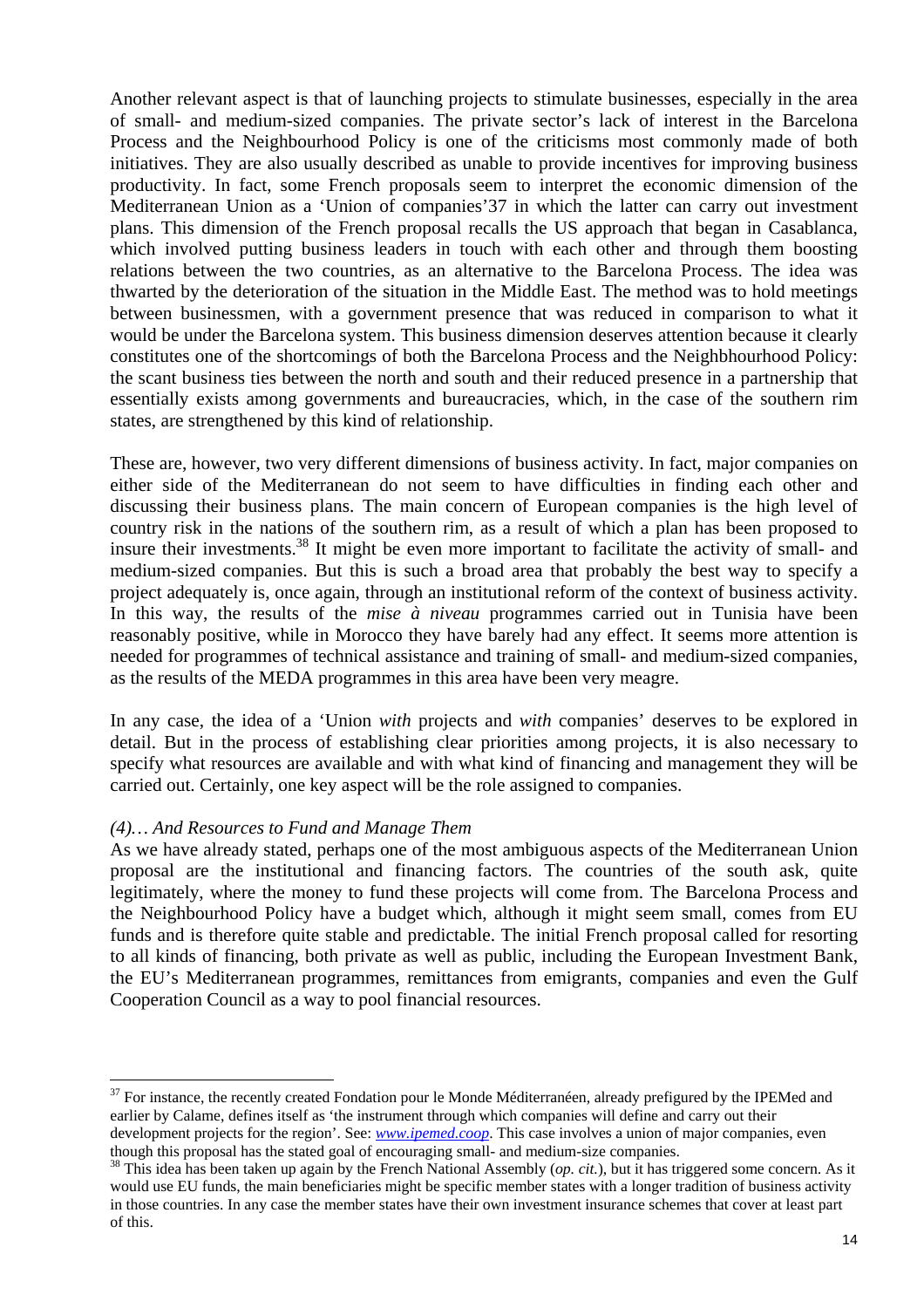Another relevant aspect is that of launching projects to stimulate businesses, especially in the area of small- and medium-sized companies. The private sector's lack of interest in the Barcelona Process and the Neighbourhood Policy is one of the criticisms most commonly made of both initiatives. They are also usually described as unable to provide incentives for improving business productivity. In fact, some French proposals seem to interpret the economic dimension of the Mediterranean Union as a 'Union of companies'[37] in which the latter can carry out investment plans. This dimension of the French proposal recalls the US approach that began in Casablanca, which involved putting business leaders in touch with each other and through them boosting relations between the two countries, as an alternative to the Barcelona Process. The idea was thwarted by the deterioration of the situation in the Middle East. The method was to hold meetings between businessmen, with a government presence that was reduced in comparison to what it would be under the Barcelona system. This business dimension deserves attention because it clearly constitutes one of the shortcomings of both the Barcelona Process and the Neighbhourhood Policy: the scant business ties between the north and south and their reduced presence in a partnership that essentially exists among governments and bureaucracies, which, in the case of the southern rim states, are strengthened by this kind of relationship.

These are, however, two very different dimensions of business activity. In fact, major companies on either side of the Mediterranean do not seem to have difficulties in finding each other and discussing their business plans. The main concern of European companies is the high level of country risk in the nations of the southern rim, as a result of which a plan has been proposed to insure their investments.[38] It might be even more important to facilitate the activity of small- and medium-sized companies. But this is such a broad area that probably the best way to specify a project adequately is, once again, through an institutional reform of the context of business activity. In this way, the results of the *mise à niveau* programmes carried out in Tunisia have been reasonably positive, while in Morocco they have barely had any effect. It seems more attention is needed for programmes of technical assistance and training of small- and medium-sized companies, as the results of the MEDA programmes in this area have been very meagre.

In any case, the idea of a 'Union *with* projects and *with* companies' deserves to be explored in detail. But in the process of establishing clear priorities among projects, it is also necessary to specify what resources are available and with what kind of financing and management they will be carried out. Certainly, one key aspect will be the role assigned to companies.

*(4)… And Resources to Fund and Manage Them*

As we have already stated, perhaps one of the most ambiguous aspects of the Mediterranean Union proposal are the institutional and financing factors. The countries of the south ask, quite legitimately, where the money to fund these projects will come from. The Barcelona Process and the Neighbourhood Policy have a budget which, although it might seem small, comes from EU funds and is therefore quite stable and predictable. The initial French proposal called for resorting to all kinds of financing, both private as well as public, including the European Investment Bank, the EU's Mediterranean programmes, remittances from emigrants, companies and even the Gulf Cooperation Council as a way to pool financial resources.

---

[37] For instance, the recently created Fondation pour le Monde Méditerranéen, already prefigured by the IPEMed and earlier by Calame, defines itself as 'the instrument through which companies will define and carry out their development projects for the region'. See: www.ipemed.coop. This case involves a union of major companies, even though this proposal has the stated goal of encouraging small- and medium-size companies.

[38] This idea has been taken up again by the French National Assembly (*op. cit.*), but it has triggered some concern. As it would use EU funds, the main beneficiaries might be specific member states with a longer tradition of business activity in those countries. In any case the member states have their own investment insurance schemes that cover at least part of this.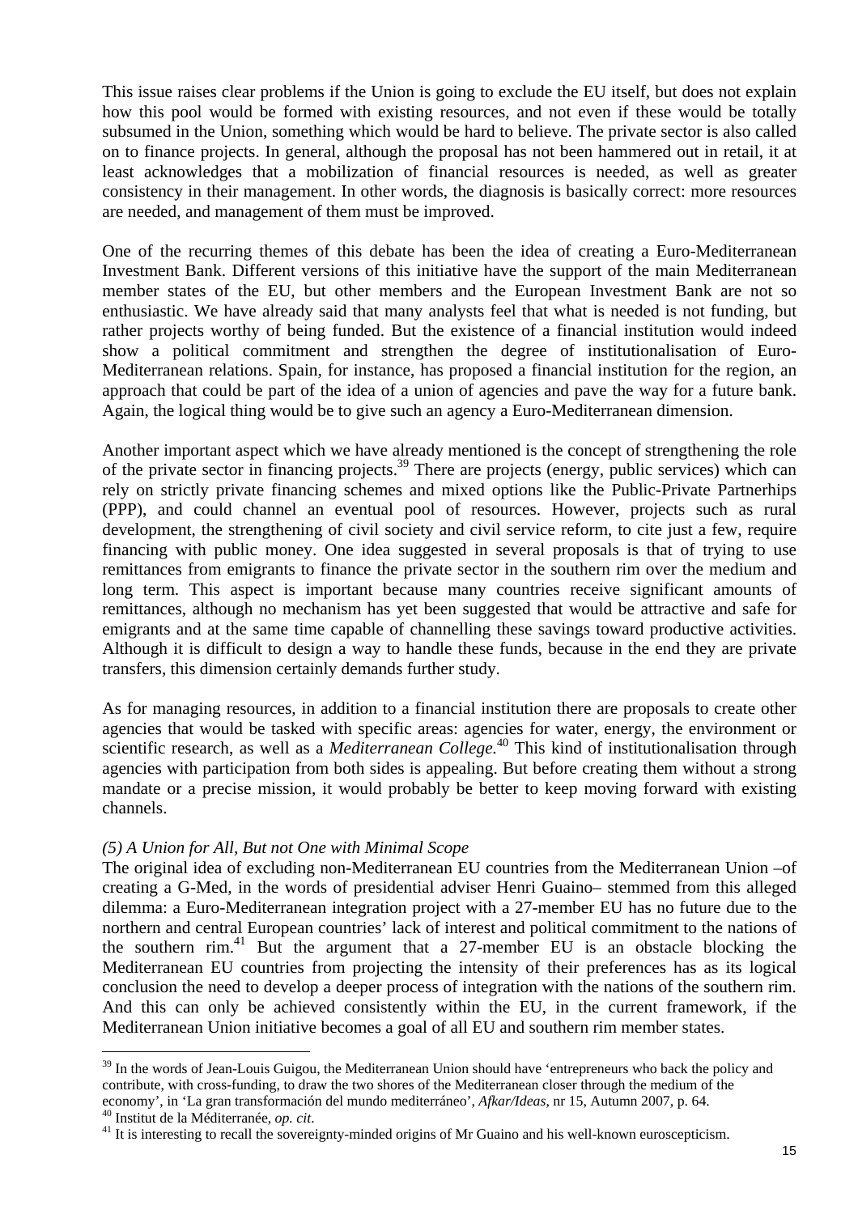This issue raises clear problems if the Union is going to exclude the EU itself, but does not explain how this pool would be formed with existing resources, and not even if these would be totally subsumed in the Union, something which would be hard to believe. The private sector is also called on to finance projects. In general, although the proposal has not been hammered out in retail, it at least acknowledges that a mobilization of financial resources is needed, as well as greater consistency in their management. In other words, the diagnosis is basically correct: more resources are needed, and management of them must be improved.

One of the recurring themes of this debate has been the idea of creating a Euro-Mediterranean Investment Bank. Different versions of this initiative have the support of the main Mediterranean member states of the EU, but other members and the European Investment Bank are not so enthusiastic. We have already said that many analysts feel that what is needed is not funding, but rather projects worthy of being funded. But the existence of a financial institution would indeed show a political commitment and strengthen the degree of institutionalisation of Euro-Mediterranean relations. Spain, for instance, has proposed a financial institution for the region, an approach that could be part of the idea of a union of agencies and pave the way for a future bank. Again, the logical thing would be to give such an agency a Euro-Mediterranean dimension.

Another important aspect which we have already mentioned is the concept of strengthening the role of the private sector in financing projects.[39] There are projects (energy, public services) which can rely on strictly private financing schemes and mixed options like the Public-Private Partnerhips (PPP), and could channel an eventual pool of resources. However, projects such as rural development, the strengthening of civil society and civil service reform, to cite just a few, require financing with public money. One idea suggested in several proposals is that of trying to use remittances from emigrants to finance the private sector in the southern rim over the medium and long term. This aspect is important because many countries receive significant amounts of remittances, although no mechanism has yet been suggested that would be attractive and safe for emigrants and at the same time capable of channelling these savings toward productive activities. Although it is difficult to design a way to handle these funds, because in the end they are private transfers, this dimension certainly demands further study.

As for managing resources, in addition to a financial institution there are proposals to create other agencies that would be tasked with specific areas: agencies for water, energy, the environment or scientific research, as well as a *Mediterranean College*.[40] This kind of institutionalisation through agencies with participation from both sides is appealing. But before creating them without a strong mandate or a precise mission, it would probably be better to keep moving forward with existing channels.

*(5) A Union for All, But not One with Minimal Scope*

The original idea of excluding non-Mediterranean EU countries from the Mediterranean Union –of creating a G-Med, in the words of presidential adviser Henri Guaino– stemmed from this alleged dilemma: a Euro-Mediterranean integration project with a 27-member EU has no future due to the northern and central European countries' lack of interest and political commitment to the nations of the southern rim.[41] But the argument that a 27-member EU is an obstacle blocking the Mediterranean EU countries from projecting the intensity of their preferences has as its logical conclusion the need to develop a deeper process of integration with the nations of the southern rim. And this can only be achieved consistently within the EU, in the current framework, if the Mediterranean Union initiative becomes a goal of all EU and southern rim member states.

---

[39] In the words of Jean-Louis Guigou, the Mediterranean Union should have 'entrepreneurs who back the policy and contribute, with cross-funding, to draw the two shores of the Mediterranean closer through the medium of the economy', in 'La gran transformación del mundo mediterráneo', *Afkar/Ideas*, nr 15, Autumn 2007, p. 64.

[40] Institut de la Méditerranée, *op. cit*.

[41] It is interesting to recall the sovereignty-minded origins of Mr Guaino and his well-known euroscepticism.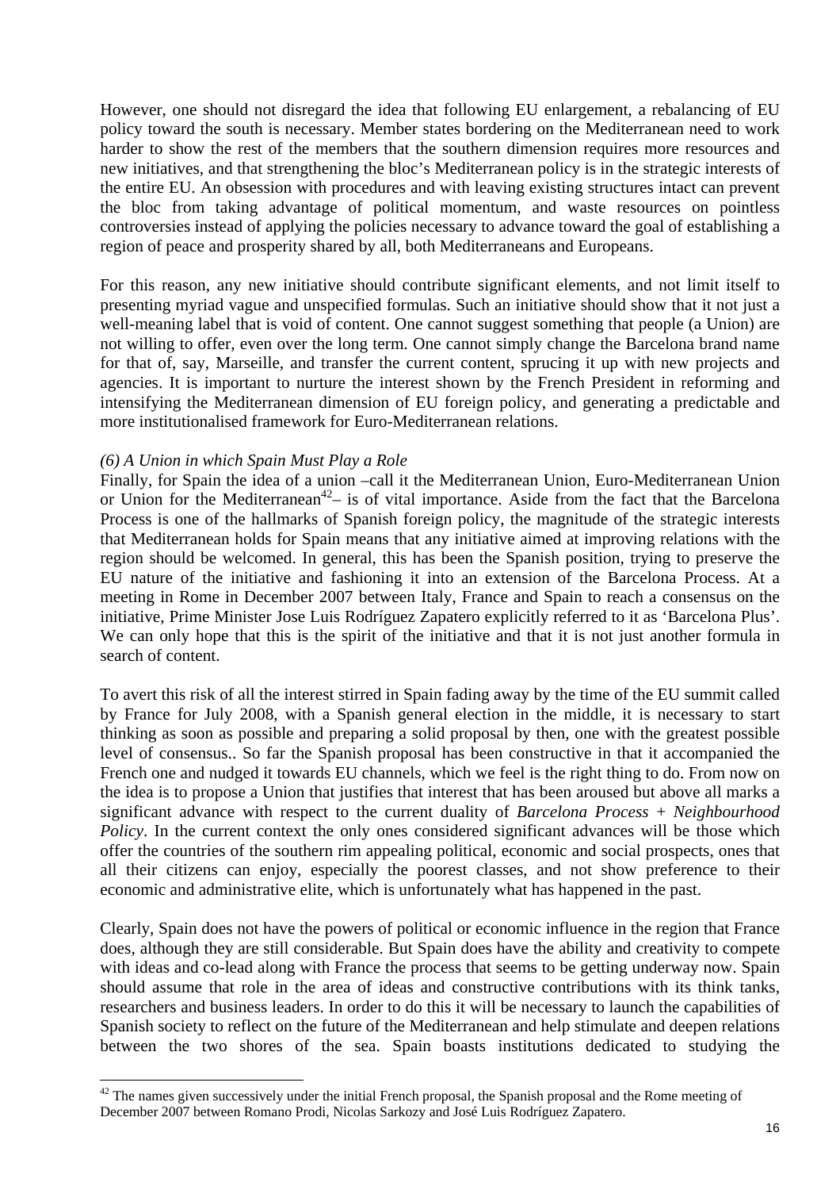However, one should not disregard the idea that following EU enlargement, a rebalancing of EU policy toward the south is necessary. Member states bordering on the Mediterranean need to work harder to show the rest of the members that the southern dimension requires more resources and new initiatives, and that strengthening the bloc's Mediterranean policy is in the strategic interests of the entire EU. An obsession with procedures and with leaving existing structures intact can prevent the bloc from taking advantage of political momentum, and waste resources on pointless controversies instead of applying the policies necessary to advance toward the goal of establishing a region of peace and prosperity shared by all, both Mediterraneans and Europeans.

For this reason, any new initiative should contribute significant elements, and not limit itself to presenting myriad vague and unspecified formulas. Such an initiative should show that it not just a well-meaning label that is void of content. One cannot suggest something that people (a Union) are not willing to offer, even over the long term. One cannot simply change the Barcelona brand name for that of, say, Marseille, and transfer the current content, sprucing it up with new projects and agencies. It is important to nurture the interest shown by the French President in reforming and intensifying the Mediterranean dimension of EU foreign policy, and generating a predictable and more institutionalised framework for Euro-Mediterranean relations.

*(6) A Union in which Spain Must Play a Role*

Finally, for Spain the idea of a union –call it the Mediterranean Union, Euro-Mediterranean Union or Union for the Mediterranean[42]– is of vital importance. Aside from the fact that the Barcelona Process is one of the hallmarks of Spanish foreign policy, the magnitude of the strategic interests that Mediterranean holds for Spain means that any initiative aimed at improving relations with the region should be welcomed. In general, this has been the Spanish position, trying to preserve the EU nature of the initiative and fashioning it into an extension of the Barcelona Process. At a meeting in Rome in December 2007 between Italy, France and Spain to reach a consensus on the initiative, Prime Minister Jose Luis Rodríguez Zapatero explicitly referred to it as 'Barcelona Plus'. We can only hope that this is the spirit of the initiative and that it is not just another formula in search of content.

To avert this risk of all the interest stirred in Spain fading away by the time of the EU summit called by France for July 2008, with a Spanish general election in the middle, it is necessary to start thinking as soon as possible and preparing a solid proposal by then, one with the greatest possible level of consensus.. So far the Spanish proposal has been constructive in that it accompanied the French one and nudged it towards EU channels, which we feel is the right thing to do. From now on the idea is to propose a Union that justifies that interest that has been aroused but above all marks a significant advance with respect to the current duality of *Barcelona Process + Neighbourhood Policy*. In the current context the only ones considered significant advances will be those which offer the countries of the southern rim appealing political, economic and social prospects, ones that all their citizens can enjoy, especially the poorest classes, and not show preference to their economic and administrative elite, which is unfortunately what has happened in the past.

Clearly, Spain does not have the powers of political or economic influence in the region that France does, although they are still considerable. But Spain does have the ability and creativity to compete with ideas and co-lead along with France the process that seems to be getting underway now. Spain should assume that role in the area of ideas and constructive contributions with its think tanks, researchers and business leaders. In order to do this it will be necessary to launch the capabilities of Spanish society to reflect on the future of the Mediterranean and help stimulate and deepen relations between the two shores of the sea. Spain boasts institutions dedicated to studying the

[42] The names given successively under the initial French proposal, the Spanish proposal and the Rome meeting of December 2007 between Romano Prodi, Nicolas Sarkozy and José Luis Rodríguez Zapatero.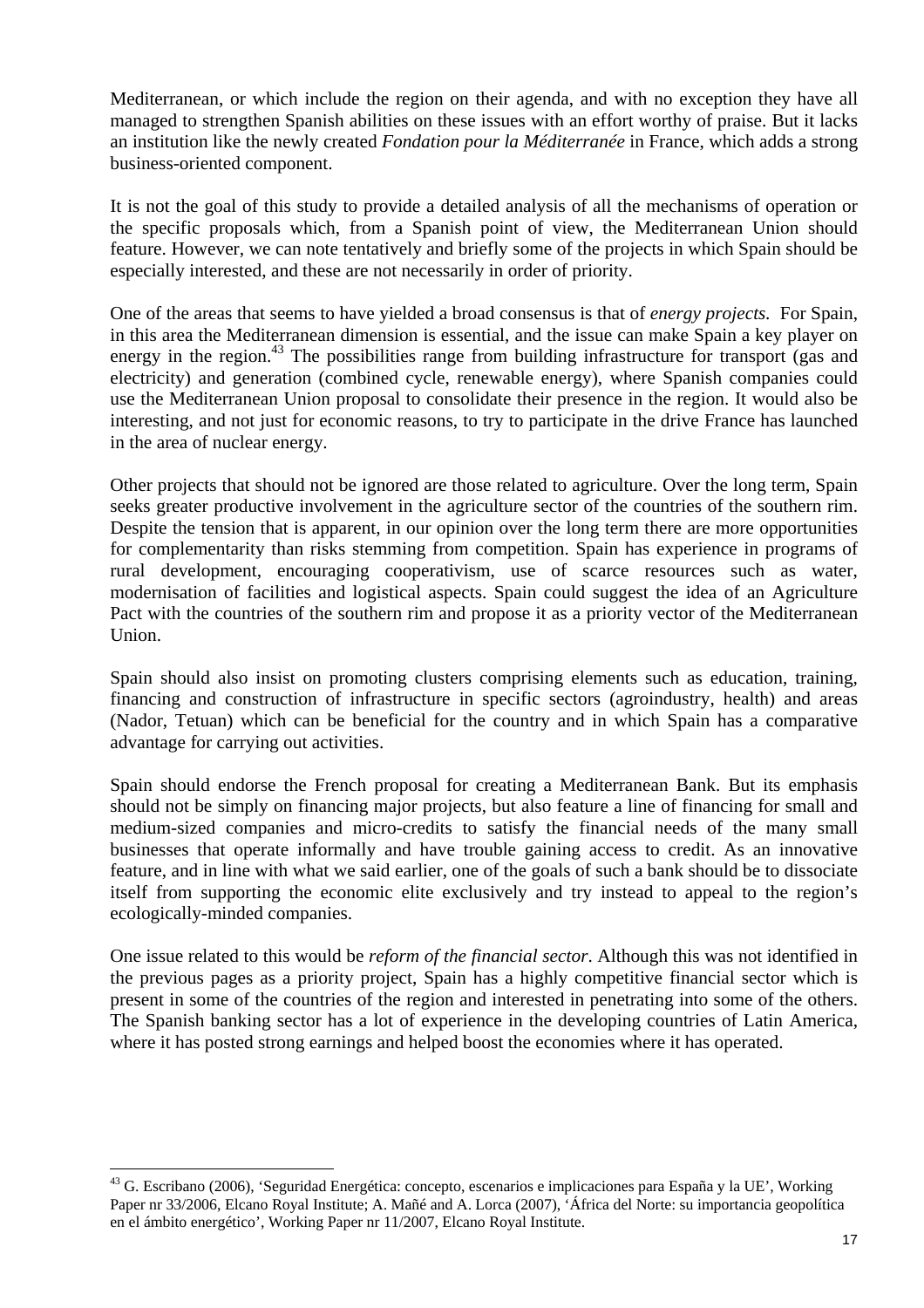Mediterranean, or which include the region on their agenda, and with no exception they have all managed to strengthen Spanish abilities on these issues with an effort worthy of praise. But it lacks an institution like the newly created *Fondation pour la Méditerranée* in France, which adds a strong business-oriented component.

It is not the goal of this study to provide a detailed analysis of all the mechanisms of operation or the specific proposals which, from a Spanish point of view, the Mediterranean Union should feature. However, we can note tentatively and briefly some of the projects in which Spain should be especially interested, and these are not necessarily in order of priority.

One of the areas that seems to have yielded a broad consensus is that of *energy projects.* For Spain, in this area the Mediterranean dimension is essential, and the issue can make Spain a key player on energy in the region.[43] The possibilities range from building infrastructure for transport (gas and electricity) and generation (combined cycle, renewable energy), where Spanish companies could use the Mediterranean Union proposal to consolidate their presence in the region. It would also be interesting, and not just for economic reasons, to try to participate in the drive France has launched in the area of nuclear energy.

Other projects that should not be ignored are those related to agriculture. Over the long term, Spain seeks greater productive involvement in the agriculture sector of the countries of the southern rim. Despite the tension that is apparent, in our opinion over the long term there are more opportunities for complementarity than risks stemming from competition. Spain has experience in programs of rural development, encouraging cooperativism, use of scarce resources such as water, modernisation of facilities and logistical aspects. Spain could suggest the idea of an Agriculture Pact with the countries of the southern rim and propose it as a priority vector of the Mediterranean Union.

Spain should also insist on promoting clusters comprising elements such as education, training, financing and construction of infrastructure in specific sectors (agroindustry, health) and areas (Nador, Tetuan) which can be beneficial for the country and in which Spain has a comparative advantage for carrying out activities.

Spain should endorse the French proposal for creating a Mediterranean Bank. But its emphasis should not be simply on financing major projects, but also feature a line of financing for small and medium-sized companies and micro-credits to satisfy the financial needs of the many small businesses that operate informally and have trouble gaining access to credit. As an innovative feature, and in line with what we said earlier, one of the goals of such a bank should be to dissociate itself from supporting the economic elite exclusively and try instead to appeal to the region's ecologically-minded companies.

One issue related to this would be *reform of the financial sector*. Although this was not identified in the previous pages as a priority project, Spain has a highly competitive financial sector which is present in some of the countries of the region and interested in penetrating into some of the others. The Spanish banking sector has a lot of experience in the developing countries of Latin America, where it has posted strong earnings and helped boost the economies where it has operated.

---

[43] G. Escribano (2006), 'Seguridad Energética: concepto, escenarios e implicaciones para España y la UE', Working Paper nr 33/2006, Elcano Royal Institute; A. Mañé and A. Lorca (2007), 'África del Norte: su importancia geopolítica en el ámbito energético', Working Paper nr 11/2007, Elcano Royal Institute.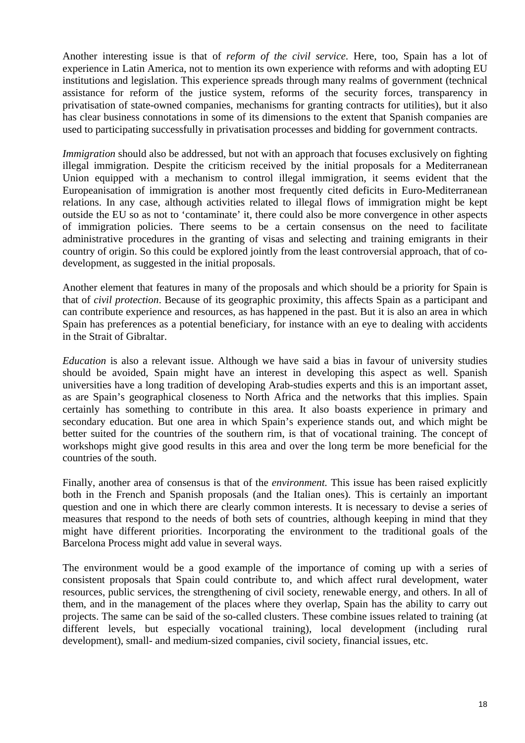Another interesting issue is that of *reform of the civil service*. Here, too, Spain has a lot of experience in Latin America, not to mention its own experience with reforms and with adopting EU institutions and legislation. This experience spreads through many realms of government (technical assistance for reform of the justice system, reforms of the security forces, transparency in privatisation of state-owned companies, mechanisms for granting contracts for utilities), but it also has clear business connotations in some of its dimensions to the extent that Spanish companies are used to participating successfully in privatisation processes and bidding for government contracts.

*Immigration* should also be addressed, but not with an approach that focuses exclusively on fighting illegal immigration. Despite the criticism received by the initial proposals for a Mediterranean Union equipped with a mechanism to control illegal immigration, it seems evident that the Europeanisation of immigration is another most frequently cited deficits in Euro-Mediterranean relations. In any case, although activities related to illegal flows of immigration might be kept outside the EU so as not to 'contaminate' it, there could also be more convergence in other aspects of immigration policies. There seems to be a certain consensus on the need to facilitate administrative procedures in the granting of visas and selecting and training emigrants in their country of origin. So this could be explored jointly from the least controversial approach, that of co-development, as suggested in the initial proposals.

Another element that features in many of the proposals and which should be a priority for Spain is that of *civil protection*. Because of its geographic proximity, this affects Spain as a participant and can contribute experience and resources, as has happened in the past. But it is also an area in which Spain has preferences as a potential beneficiary, for instance with an eye to dealing with accidents in the Strait of Gibraltar.

*Education* is also a relevant issue. Although we have said a bias in favour of university studies should be avoided, Spain might have an interest in developing this aspect as well. Spanish universities have a long tradition of developing Arab-studies experts and this is an important asset, as are Spain's geographical closeness to North Africa and the networks that this implies. Spain certainly has something to contribute in this area. It also boasts experience in primary and secondary education. But one area in which Spain's experience stands out, and which might be better suited for the countries of the southern rim, is that of vocational training. The concept of workshops might give good results in this area and over the long term be more beneficial for the countries of the south.

Finally, another area of consensus is that of the *environment.* This issue has been raised explicitly both in the French and Spanish proposals (and the Italian ones). This is certainly an important question and one in which there are clearly common interests. It is necessary to devise a series of measures that respond to the needs of both sets of countries, although keeping in mind that they might have different priorities. Incorporating the environment to the traditional goals of the Barcelona Process might add value in several ways.

The environment would be a good example of the importance of coming up with a series of consistent proposals that Spain could contribute to, and which affect rural development, water resources, public services, the strengthening of civil society, renewable energy, and others. In all of them, and in the management of the places where they overlap, Spain has the ability to carry out projects. The same can be said of the so-called clusters. These combine issues related to training (at different levels, but especially vocational training), local development (including rural development), small- and medium-sized companies, civil society, financial issues, etc.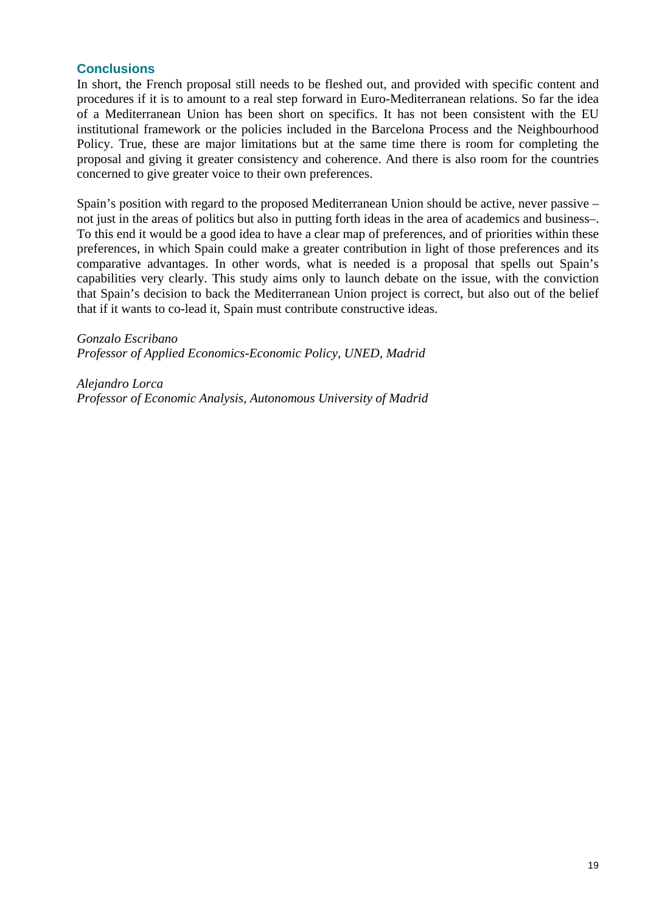## Conclusions

In short, the French proposal still needs to be fleshed out, and provided with specific content and procedures if it is to amount to a real step forward in Euro-Mediterranean relations. So far the idea of a Mediterranean Union has been short on specifics. It has not been consistent with the EU institutional framework or the policies included in the Barcelona Process and the Neighbourhood Policy. True, these are major limitations but at the same time there is room for completing the proposal and giving it greater consistency and coherence. And there is also room for the countries concerned to give greater voice to their own preferences.

Spain's position with regard to the proposed Mediterranean Union should be active, never passive – not just in the areas of politics but also in putting forth ideas in the area of academics and business–. To this end it would be a good idea to have a clear map of preferences, and of priorities within these preferences, in which Spain could make a greater contribution in light of those preferences and its comparative advantages. In other words, what is needed is a proposal that spells out Spain's capabilities very clearly. This study aims only to launch debate on the issue, with the conviction that Spain's decision to back the Mediterranean Union project is correct, but also out of the belief that if it wants to co-lead it, Spain must contribute constructive ideas.

*Gonzalo Escribano*
*Professor of Applied Economics-Economic Policy, UNED, Madrid*

*Alejandro Lorca*
*Professor of Economic Analysis, Autonomous University of Madrid*